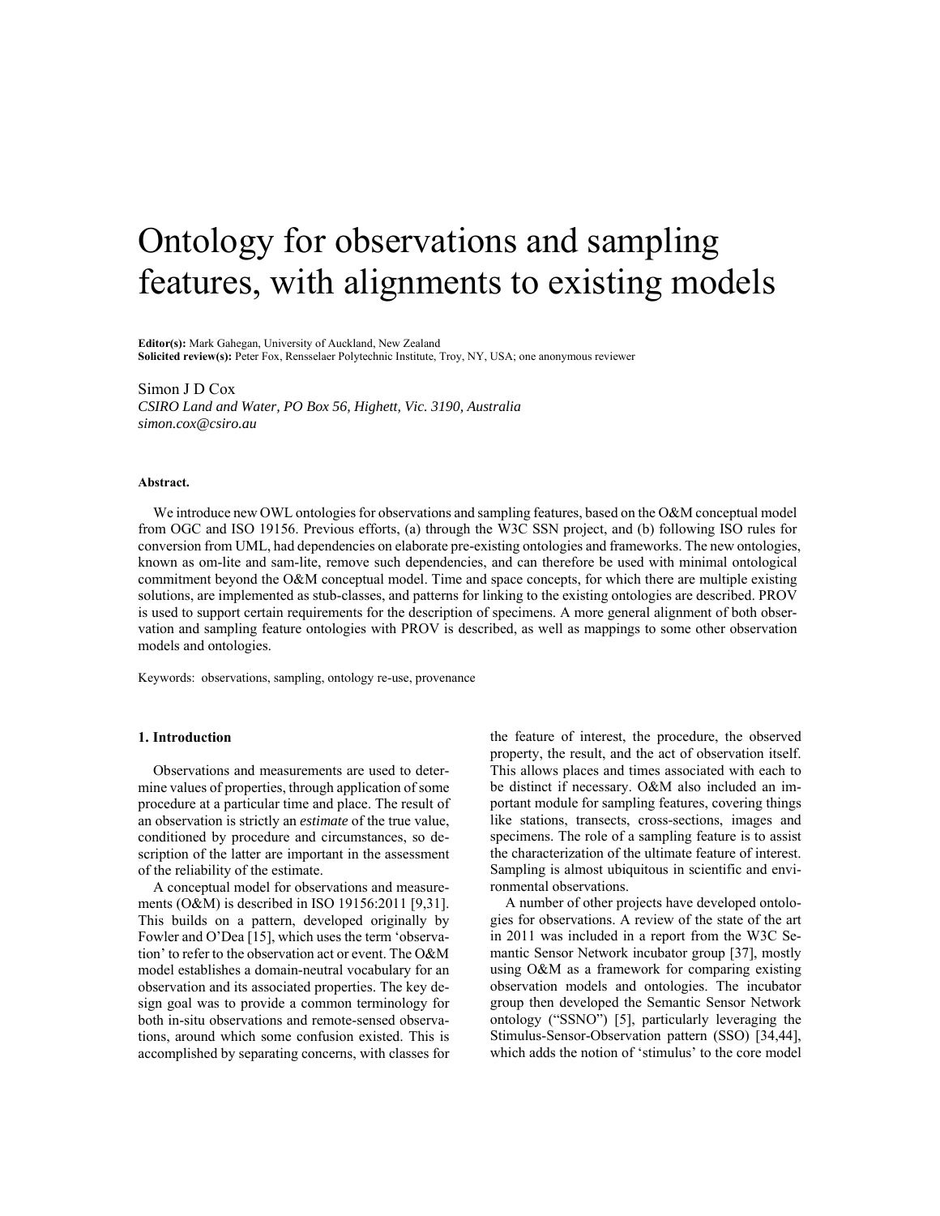# Ontology for observations and sampling features, with alignments to existing models

**Editor(s):** Mark Gahegan, University of Auckland, New Zealand
**Solicited review(s):** Peter Fox, Rensselaer Polytechnic Institute, Troy, NY, USA; one anonymous reviewer

Simon J D Cox
*CSIRO Land and Water, PO Box 56, Highett, Vic. 3190, Australia*
*simon.cox@csiro.au*

**Abstract.**

We introduce new OWL ontologies for observations and sampling features, based on the O&M conceptual model from OGC and ISO 19156. Previous efforts, (a) through the W3C SSN project, and (b) following ISO rules for conversion from UML, had dependencies on elaborate pre-existing ontologies and frameworks. The new ontologies, known as om-lite and sam-lite, remove such dependencies, and can therefore be used with minimal ontological commitment beyond the O&M conceptual model. Time and space concepts, for which there are multiple existing solutions, are implemented as stub-classes, and patterns for linking to the existing ontologies are described. PROV is used to support certain requirements for the description of specimens. A more general alignment of both observation and sampling feature ontologies with PROV is described, as well as mappings to some other observation models and ontologies.

Keywords: observations, sampling, ontology re-use, provenance

## 1. Introduction

Observations and measurements are used to determine values of properties, through application of some procedure at a particular time and place. The result of an observation is strictly an *estimate* of the true value, conditioned by procedure and circumstances, so description of the latter are important in the assessment of the reliability of the estimate.

A conceptual model for observations and measurements (O&M) is described in ISO 19156:2011 [9,31]. This builds on a pattern, developed originally by Fowler and O'Dea [15], which uses the term 'observation' to refer to the observation act or event. The O&M model establishes a domain-neutral vocabulary for an observation and its associated properties. The key design goal was to provide a common terminology for both in-situ observations and remote-sensed observations, around which some confusion existed. This is accomplished by separating concerns, with classes for the feature of interest, the procedure, the observed property, the result, and the act of observation itself. This allows places and times associated with each to be distinct if necessary. O&M also included an important module for sampling features, covering things like stations, transects, cross-sections, images and specimens. The role of a sampling feature is to assist the characterization of the ultimate feature of interest. Sampling is almost ubiquitous in scientific and environmental observations.

A number of other projects have developed ontologies for observations. A review of the state of the art in 2011 was included in a report from the W3C Semantic Sensor Network incubator group [37], mostly using O&M as a framework for comparing existing observation models and ontologies. The incubator group then developed the Semantic Sensor Network ontology ("SSNO") [5], particularly leveraging the Stimulus-Sensor-Observation pattern (SSO) [34,44], which adds the notion of 'stimulus' to the core model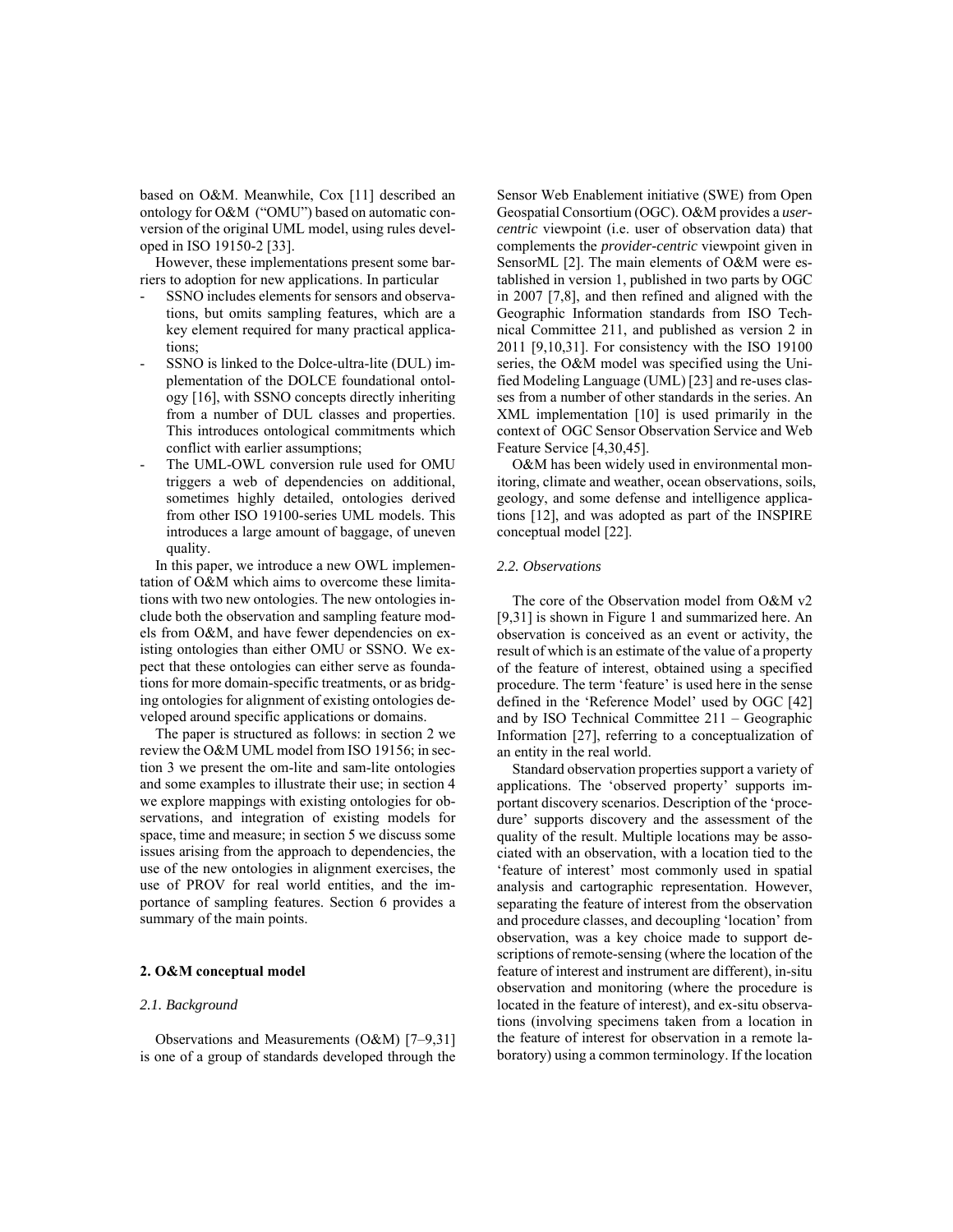based on O&M. Meanwhile, Cox [11] described an ontology for O&M ("OMU") based on automatic conversion of the original UML model, using rules developed in ISO 19150-2 [33].

However, these implementations present some barriers to adoption for new applications. In particular

- SSNO includes elements for sensors and observations, but omits sampling features, which are a key element required for many practical applications;
- SSNO is linked to the Dolce-ultra-lite (DUL) implementation of the DOLCE foundational ontology [16], with SSNO concepts directly inheriting from a number of DUL classes and properties. This introduces ontological commitments which conflict with earlier assumptions;
- The UML-OWL conversion rule used for OMU triggers a web of dependencies on additional, sometimes highly detailed, ontologies derived from other ISO 19100-series UML models. This introduces a large amount of baggage, of uneven quality.

In this paper, we introduce a new OWL implementation of O&M which aims to overcome these limitations with two new ontologies. The new ontologies include both the observation and sampling feature models from O&M, and have fewer dependencies on existing ontologies than either OMU or SSNO. We expect that these ontologies can either serve as foundations for more domain-specific treatments, or as bridging ontologies for alignment of existing ontologies developed around specific applications or domains.

The paper is structured as follows: in section 2 we review the O&M UML model from ISO 19156; in section 3 we present the om-lite and sam-lite ontologies and some examples to illustrate their use; in section 4 we explore mappings with existing ontologies for observations, and integration of existing models for space, time and measure; in section 5 we discuss some issues arising from the approach to dependencies, the use of the new ontologies in alignment exercises, the use of PROV for real world entities, and the importance of sampling features. Section 6 provides a summary of the main points.

## 2. O&M conceptual model

### *2.1. Background*

Observations and Measurements (O&M) [7–9,31] is one of a group of standards developed through the Sensor Web Enablement initiative (SWE) from Open Geospatial Consortium (OGC). O&M provides a *user-centric* viewpoint (i.e. user of observation data) that complements the *provider-centric* viewpoint given in SensorML [2]. The main elements of O&M were established in version 1, published in two parts by OGC in 2007 [7,8], and then refined and aligned with the Geographic Information standards from ISO Technical Committee 211, and published as version 2 in 2011 [9,10,31]. For consistency with the ISO 19100 series, the O&M model was specified using the Unified Modeling Language (UML) [23] and re-uses classes from a number of other standards in the series. An XML implementation [10] is used primarily in the context of OGC Sensor Observation Service and Web Feature Service [4,30,45].

O&M has been widely used in environmental monitoring, climate and weather, ocean observations, soils, geology, and some defense and intelligence applications [12], and was adopted as part of the INSPIRE conceptual model [22].

### *2.2. Observations*

The core of the Observation model from O&M v2 [9,31] is shown in Figure 1 and summarized here. An observation is conceived as an event or activity, the result of which is an estimate of the value of a property of the feature of interest, obtained using a specified procedure. The term 'feature' is used here in the sense defined in the 'Reference Model' used by OGC [42] and by ISO Technical Committee 211 – Geographic Information [27], referring to a conceptualization of an entity in the real world.

Standard observation properties support a variety of applications. The 'observed property' supports important discovery scenarios. Description of the 'procedure' supports discovery and the assessment of the quality of the result. Multiple locations may be associated with an observation, with a location tied to the 'feature of interest' most commonly used in spatial analysis and cartographic representation. However, separating the feature of interest from the observation and procedure classes, and decoupling 'location' from observation, was a key choice made to support descriptions of remote-sensing (where the location of the feature of interest and instrument are different), in-situ observation and monitoring (where the procedure is located in the feature of interest), and ex-situ observations (involving specimens taken from a location in the feature of interest for observation in a remote laboratory) using a common terminology. If the location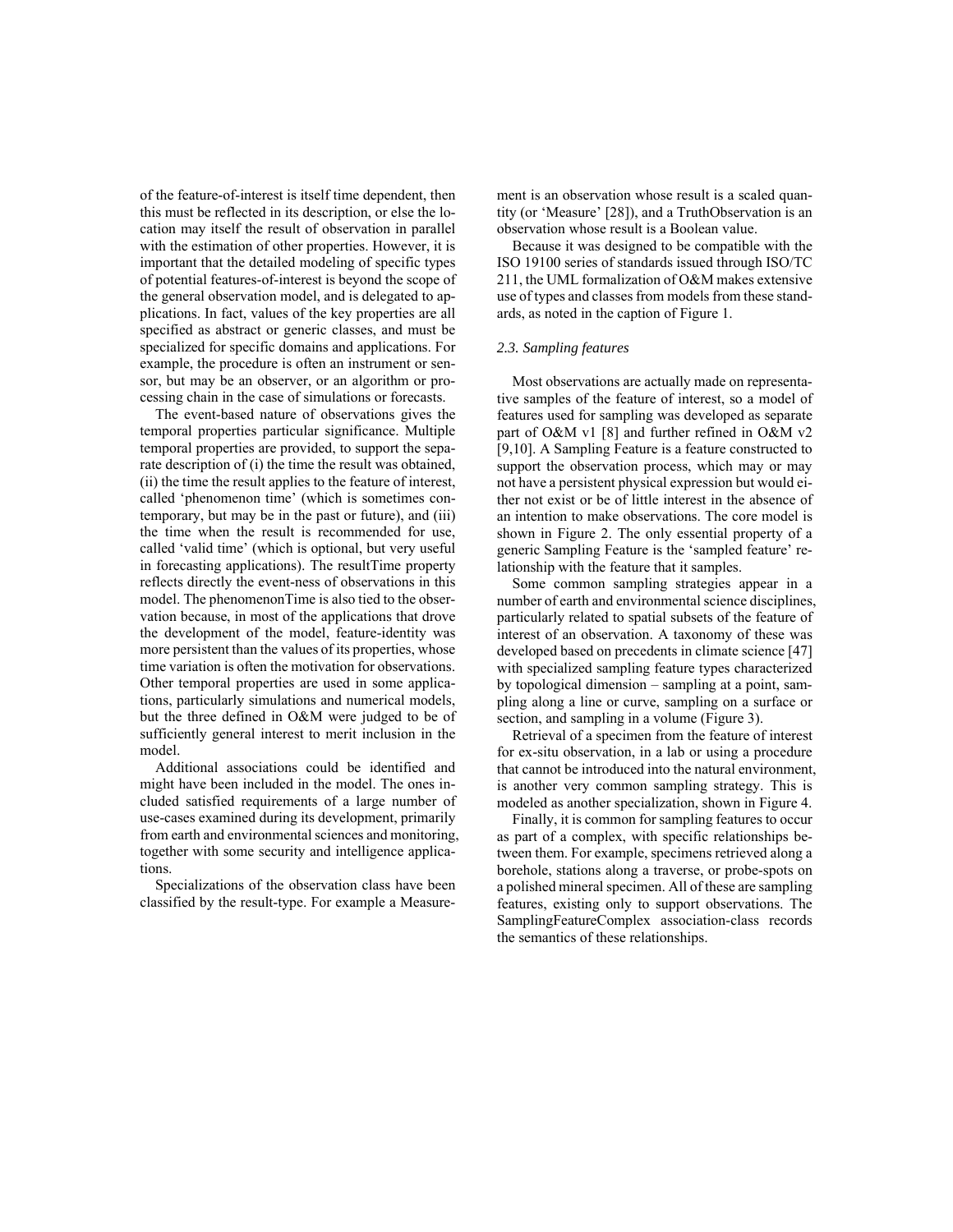of the feature-of-interest is itself time dependent, then this must be reflected in its description, or else the location may itself the result of observation in parallel with the estimation of other properties. However, it is important that the detailed modeling of specific types of potential features-of-interest is beyond the scope of the general observation model, and is delegated to applications. In fact, values of the key properties are all specified as abstract or generic classes, and must be specialized for specific domains and applications. For example, the procedure is often an instrument or sensor, but may be an observer, or an algorithm or processing chain in the case of simulations or forecasts.

The event-based nature of observations gives the temporal properties particular significance. Multiple temporal properties are provided, to support the separate description of (i) the time the result was obtained, (ii) the time the result applies to the feature of interest, called 'phenomenon time' (which is sometimes contemporary, but may be in the past or future), and (iii) the time when the result is recommended for use, called 'valid time' (which is optional, but very useful in forecasting applications). The resultTime property reflects directly the event-ness of observations in this model. The phenomenonTime is also tied to the observation because, in most of the applications that drove the development of the model, feature-identity was more persistent than the values of its properties, whose time variation is often the motivation for observations. Other temporal properties are used in some applications, particularly simulations and numerical models, but the three defined in O&M were judged to be of sufficiently general interest to merit inclusion in the model.

Additional associations could be identified and might have been included in the model. The ones included satisfied requirements of a large number of use-cases examined during its development, primarily from earth and environmental sciences and monitoring, together with some security and intelligence applications.

Specializations of the observation class have been classified by the result-type. For example a Measurement is an observation whose result is a scaled quantity (or 'Measure' [28]), and a TruthObservation is an observation whose result is a Boolean value.

Because it was designed to be compatible with the ISO 19100 series of standards issued through ISO/TC 211, the UML formalization of O&M makes extensive use of types and classes from models from these standards, as noted in the caption of Figure 1.

### *2.3. Sampling features*

Most observations are actually made on representative samples of the feature of interest, so a model of features used for sampling was developed as separate part of O&M v1 [8] and further refined in O&M v2 [9,10]. A Sampling Feature is a feature constructed to support the observation process, which may or may not have a persistent physical expression but would either not exist or be of little interest in the absence of an intention to make observations. The core model is shown in Figure 2. The only essential property of a generic Sampling Feature is the 'sampled feature' relationship with the feature that it samples.

Some common sampling strategies appear in a number of earth and environmental science disciplines, particularly related to spatial subsets of the feature of interest of an observation. A taxonomy of these was developed based on precedents in climate science [47] with specialized sampling feature types characterized by topological dimension – sampling at a point, sampling along a line or curve, sampling on a surface or section, and sampling in a volume (Figure 3).

Retrieval of a specimen from the feature of interest for ex-situ observation, in a lab or using a procedure that cannot be introduced into the natural environment, is another very common sampling strategy. This is modeled as another specialization, shown in Figure 4.

Finally, it is common for sampling features to occur as part of a complex, with specific relationships between them. For example, specimens retrieved along a borehole, stations along a traverse, or probe-spots on a polished mineral specimen. All of these are sampling features, existing only to support observations. The SamplingFeatureComplex association-class records the semantics of these relationships.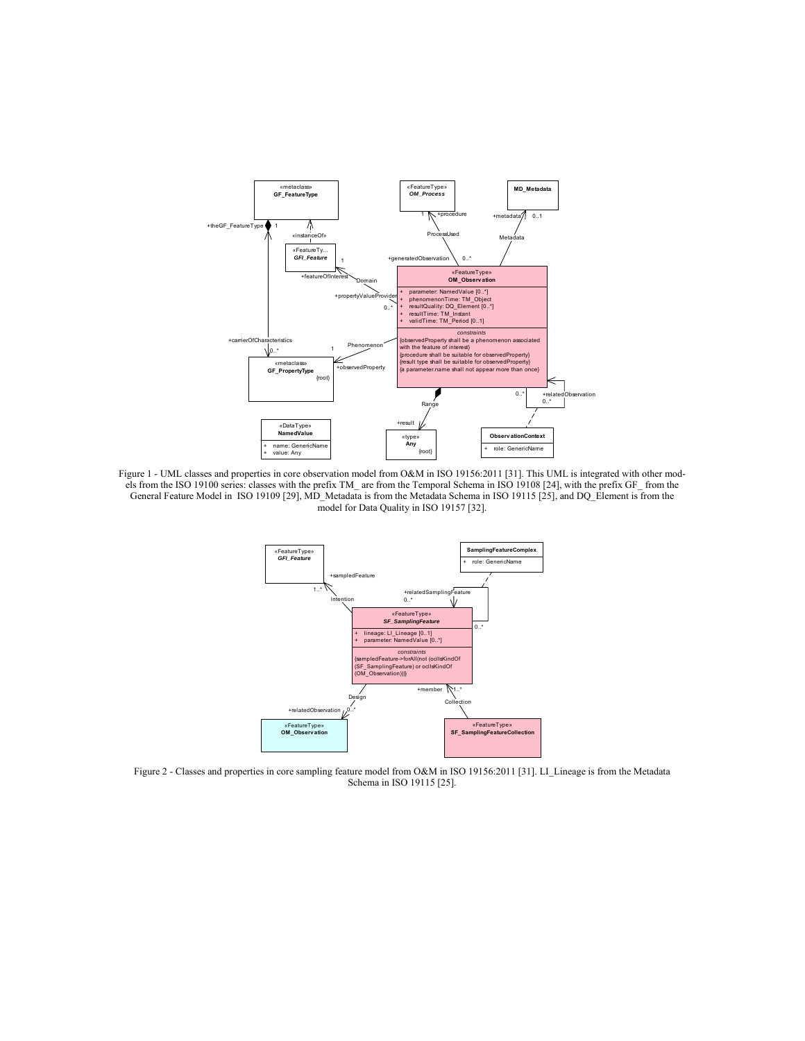Figure 1 - UML classes and properties in core observation model from O&M in ISO 19156:2011 [31]. This UML is integrated with other models from the ISO 19100 series: classes with the prefix TM_ are from the Temporal Schema in ISO 19108 [24], with the prefix GF_ from the General Feature Model in ISO 19109 [29], MD_Metadata is from the Metadata Schema in ISO 19115 [25], and DQ_Element is from the model for Data Quality in ISO 19157 [32].

Figure 2 - Classes and properties in core sampling feature model from O&M in ISO 19156:2011 [31]. LI_Lineage is from the Metadata Schema in ISO 19115 [25].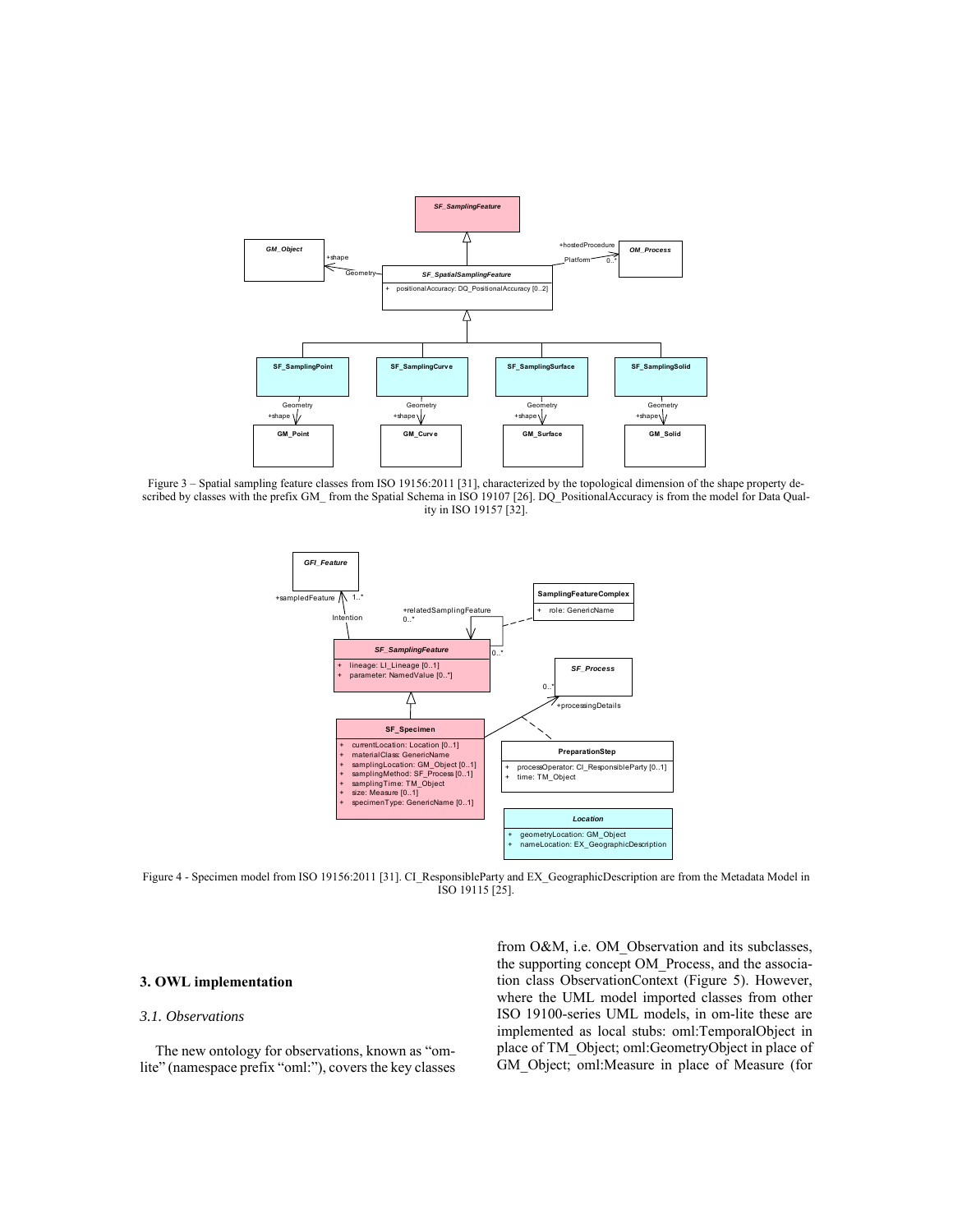Figure 3 – Spatial sampling feature classes from ISO 19156:2011 [31], characterized by the topological dimension of the shape property described by classes with the prefix GM_ from the Spatial Schema in ISO 19107 [26]. DQ_PositionalAccuracy is from the model for Data Quality in ISO 19157 [32].

Figure 4 - Specimen model from ISO 19156:2011 [31]. CI_ResponsibleParty and EX_GeographicDescription are from the Metadata Model in ISO 19115 [25].

## 3. OWL implementation

### *3.1. Observations*

The new ontology for observations, known as "om-lite" (namespace prefix "oml:"), covers the key classes from O&M, i.e. OM_Observation and its subclasses, the supporting concept OM_Process, and the association class ObservationContext (Figure 5). However, where the UML model imported classes from other ISO 19100-series UML models, in om-lite these are implemented as local stubs: oml:TemporalObject in place of TM_Object; oml:GeometryObject in place of GM_Object; oml:Measure in place of Measure (for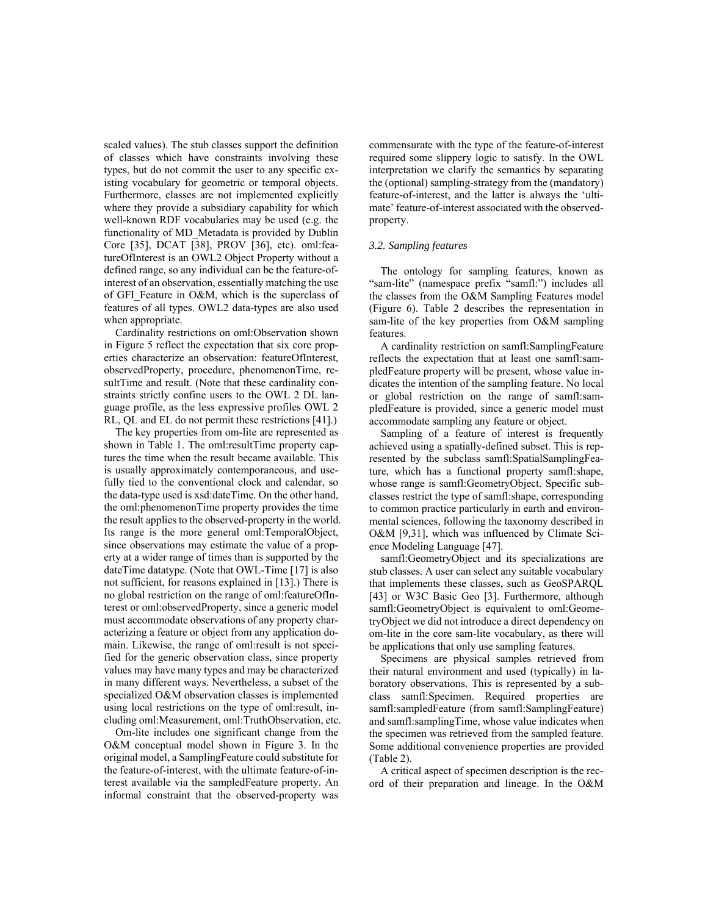scaled values). The stub classes support the definition of classes which have constraints involving these types, but do not commit the user to any specific existing vocabulary for geometric or temporal objects. Furthermore, classes are not implemented explicitly where they provide a subsidiary capability for which well-known RDF vocabularies may be used (e.g. the functionality of MD_Metadata is provided by Dublin Core [35], DCAT [38], PROV [36], etc). oml:featureOfInterest is an OWL2 Object Property without a defined range, so any individual can be the feature-of-interest of an observation, essentially matching the use of GFI_Feature in O&M, which is the superclass of features of all types. OWL2 data-types are also used when appropriate.

Cardinality restrictions on oml:Observation shown in Figure 5 reflect the expectation that six core properties characterize an observation: featureOfInterest, observedProperty, procedure, phenomenonTime, resultTime and result. (Note that these cardinality constraints strictly confine users to the OWL 2 DL language profile, as the less expressive profiles OWL 2 RL, QL and EL do not permit these restrictions [41].)

The key properties from om-lite are represented as shown in Table 1. The oml:resultTime property captures the time when the result became available. This is usually approximately contemporaneous, and usefully tied to the conventional clock and calendar, so the data-type used is xsd:dateTime. On the other hand, the oml:phenomenonTime property provides the time the result applies to the observed-property in the world. Its range is the more general oml:TemporalObject, since observations may estimate the value of a property at a wider range of times than is supported by the dateTime datatype. (Note that OWL-Time [17] is also not sufficient, for reasons explained in [13].) There is no global restriction on the range of oml:featureOfInterest or oml:observedProperty, since a generic model must accommodate observations of any property characterizing a feature or object from any application domain. Likewise, the range of oml:result is not specified for the generic observation class, since property values may have many types and may be characterized in many different ways. Nevertheless, a subset of the specialized O&M observation classes is implemented using local restrictions on the type of oml:result, including oml:Measurement, oml:TruthObservation, etc.

Om-lite includes one significant change from the O&M conceptual model shown in Figure 3. In the original model, a SamplingFeature could substitute for the feature-of-interest, with the ultimate feature-of-interest available via the sampledFeature property. An informal constraint that the observed-property was commensurate with the type of the feature-of-interest required some slippery logic to satisfy. In the OWL interpretation we clarify the semantics by separating the (optional) sampling-strategy from the (mandatory) feature-of-interest, and the latter is always the 'ultimate' feature-of-interest associated with the observed-property.

### *3.2. Sampling features*

The ontology for sampling features, known as "sam-lite" (namespace prefix "samfl:") includes all the classes from the O&M Sampling Features model (Figure 6). Table 2 describes the representation in sam-lite of the key properties from O&M sampling features.

A cardinality restriction on samfl:SamplingFeature reflects the expectation that at least one samfl:sampledFeature property will be present, whose value indicates the intention of the sampling feature. No local or global restriction on the range of samfl:sampledFeature is provided, since a generic model must accommodate sampling any feature or object.

Sampling of a feature of interest is frequently achieved using a spatially-defined subset. This is represented by the subclass samfl:SpatialSamplingFeature, which has a functional property samfl:shape, whose range is samfl:GeometryObject. Specific subclasses restrict the type of samfl:shape, corresponding to common practice particularly in earth and environmental sciences, following the taxonomy described in O&M [9,31], which was influenced by Climate Science Modeling Language [47].

samfl:GeometryObject and its specializations are stub classes. A user can select any suitable vocabulary that implements these classes, such as GeoSPARQL [43] or W3C Basic Geo [3]. Furthermore, although samfl:GeometryObject is equivalent to oml:GeometryObject we did not introduce a direct dependency on om-lite in the core sam-lite vocabulary, as there will be applications that only use sampling features.

Specimens are physical samples retrieved from their natural environment and used (typically) in laboratory observations. This is represented by a subclass samfl:Specimen. Required properties are samfl:sampledFeature (from samfl:SamplingFeature) and samfl:samplingTime, whose value indicates when the specimen was retrieved from the sampled feature. Some additional convenience properties are provided (Table 2).

A critical aspect of specimen description is the record of their preparation and lineage. In the O&M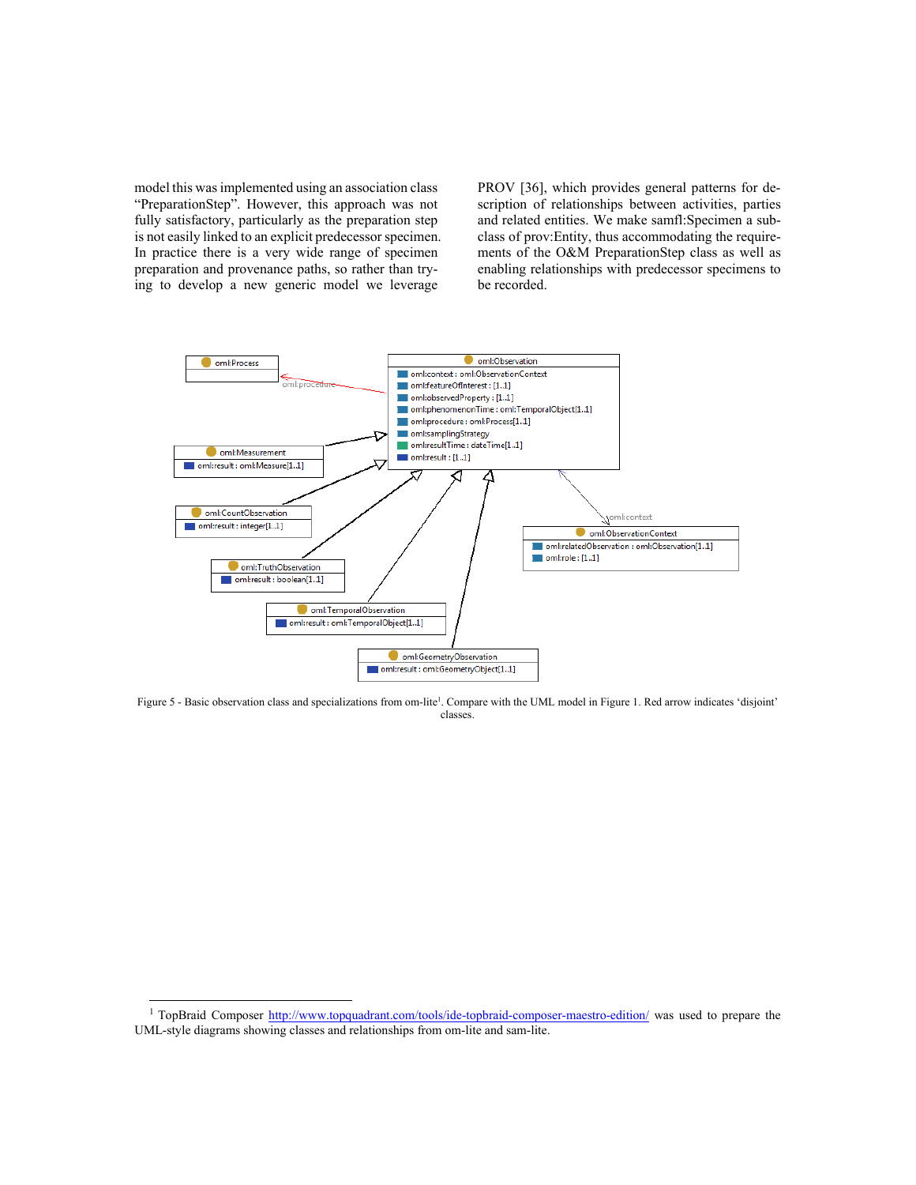model this was implemented using an association class "PreparationStep". However, this approach was not fully satisfactory, particularly as the preparation step is not easily linked to an explicit predecessor specimen. In practice there is a very wide range of specimen preparation and provenance paths, so rather than trying to develop a new generic model we leverage PROV [36], which provides general patterns for description of relationships between activities, parties and related entities. We make samfl:Specimen a subclass of prov:Entity, thus accommodating the requirements of the O&M PreparationStep class as well as enabling relationships with predecessor specimens to be recorded.

Figure 5 - Basic observation class and specializations from om-lite[1]. Compare with the UML model in Figure 1. Red arrow indicates 'disjoint' classes.

[1] TopBraid Composer http://www.topquadrant.com/tools/ide-topbraid-composer-maestro-edition/ was used to prepare the UML-style diagrams showing classes and relationships from om-lite and sam-lite.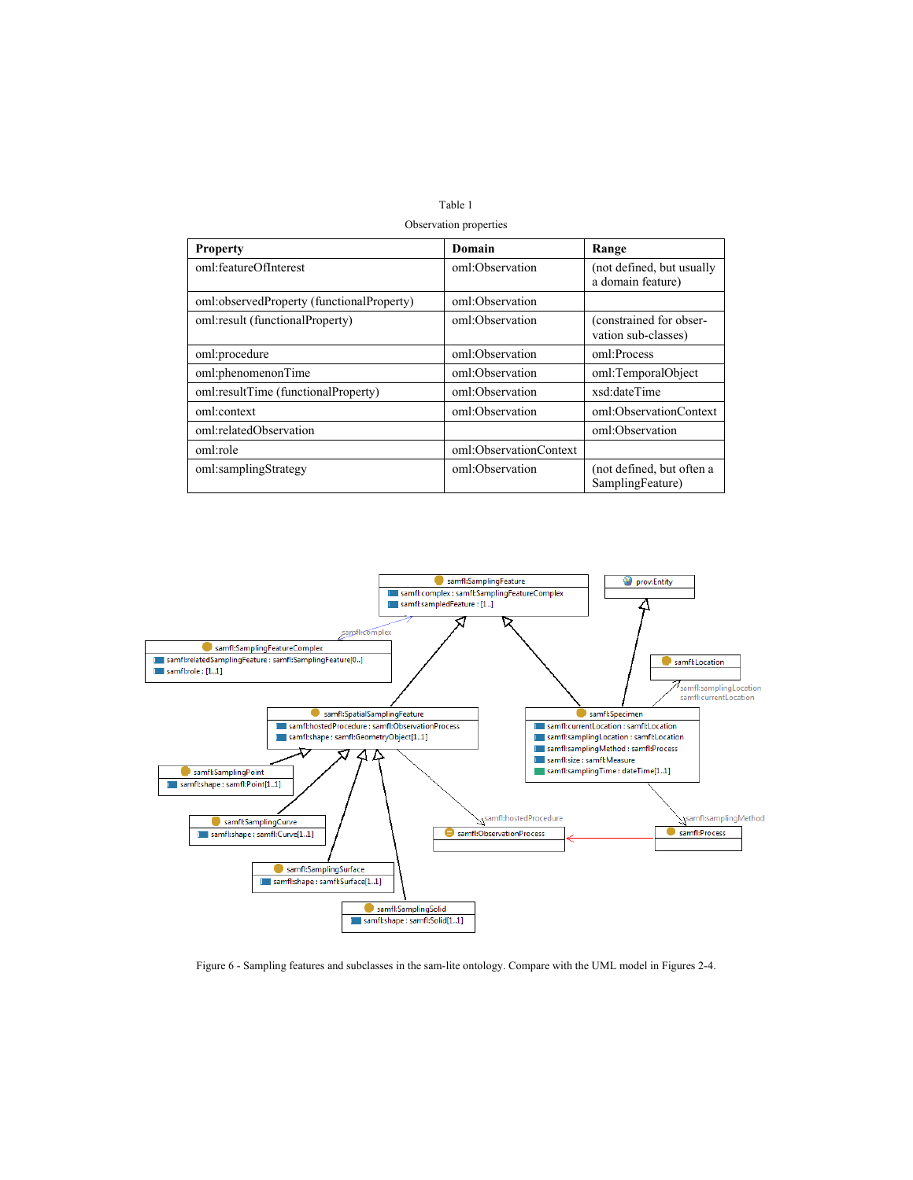Table 1

Observation properties

| Property | Domain | Range |
|---|---|---|
| oml:featureOfInterest | oml:Observation | (not defined, but usually a domain feature) |
| oml:observedProperty (functionalProperty) | oml:Observation | |
| oml:result (functionalProperty) | oml:Observation | (constrained for observation sub-classes) |
| oml:procedure | oml:Observation | oml:Process |
| oml:phenomenonTime | oml:Observation | oml:TemporalObject |
| oml:resultTime (functionalProperty) | oml:Observation | xsd:dateTime |
| oml:context | oml:Observation | oml:ObservationContext |
| oml:relatedObservation | | oml:Observation |
| oml:role | oml:ObservationContext | |
| oml:samplingStrategy | oml:Observation | (not defined, but often a SamplingFeature) |

Figure 6 - Sampling features and subclasses in the sam-lite ontology. Compare with the UML model in Figures 2-4.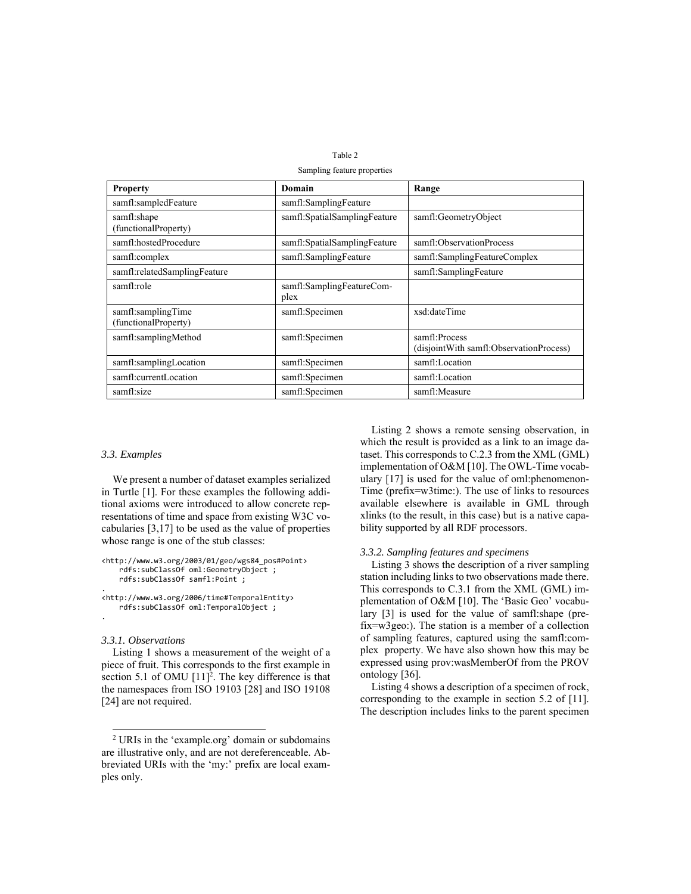Table 2

Sampling feature properties

| Property | Domain | Range |
| --- | --- | --- |
| samfl:sampledFeature | samfl:SamplingFeature | |
| samfl:shape (functionalProperty) | samfl:SpatialSamplingFeature | samfl:GeometryObject |
| samfl:hostedProcedure | samfl:SpatialSamplingFeature | samfl:ObservationProcess |
| samfl:complex | samfl:SamplingFeature | samfl:SamplingFeatureComplex |
| samfl:relatedSamplingFeature | | samfl:SamplingFeature |
| samfl:role | samfl:SamplingFeatureComplex | |
| samfl:samplingTime (functionalProperty) | samfl:Specimen | xsd:dateTime |
| samfl:samplingMethod | samfl:Specimen | samfl:Process (disjointWith samfl:ObservationProcess) |
| samfl:samplingLocation | samfl:Specimen | samfl:Location |
| samfl:currentLocation | samfl:Specimen | samfl:Location |
| samfl:size | samfl:Specimen | samfl:Measure |

### *3.3. Examples*

We present a number of dataset examples serialized in Turtle [1]. For these examples the following additional axioms were introduced to allow concrete representations of time and space from existing W3C vocabularies [3,17] to be used as the value of properties whose range is one of the stub classes:

```
<http://www.w3.org/2003/01/geo/wgs84_pos#Point>
    rdfs:subClassOf oml:GeometryObject ;
    rdfs:subClassOf samfl:Point ;
.
<http://www.w3.org/2006/time#TemporalEntity>
    rdfs:subClassOf oml:TemporalObject ;
.
```

#### *3.3.1. Observations*

Listing 1 shows a measurement of the weight of a piece of fruit. This corresponds to the first example in section 5.1 of OMU [11][2]. The key difference is that the namespaces from ISO 19103 [28] and ISO 19108 [24] are not required.

Listing 2 shows a remote sensing observation, in which the result is provided as a link to an image dataset. This corresponds to C.2.3 from the XML (GML) implementation of O&M [10]. The OWL-Time vocabulary [17] is used for the value of oml:phenomenonTime (prefix=w3time:). The use of links to resources available elsewhere is available in GML through xlinks (to the result, in this case) but is a native capability supported by all RDF processors.

#### *3.3.2. Sampling features and specimens*

Listing 3 shows the description of a river sampling station including links to two observations made there. This corresponds to C.3.1 from the XML (GML) implementation of O&M [10]. The 'Basic Geo' vocabulary [3] is used for the value of samfl:shape (prefix=w3geo:). The station is a member of a collection of sampling features, captured using the samfl:complex property. We have also shown how this may be expressed using prov:wasMemberOf from the PROV ontology [36].

Listing 4 shows a description of a specimen of rock, corresponding to the example in section 5.2 of [11]. The description includes links to the parent specimen

[2] URIs in the 'example.org' domain or subdomains are illustrative only, and are not dereferenceable. Abbreviated URIs with the 'my:' prefix are local examples only.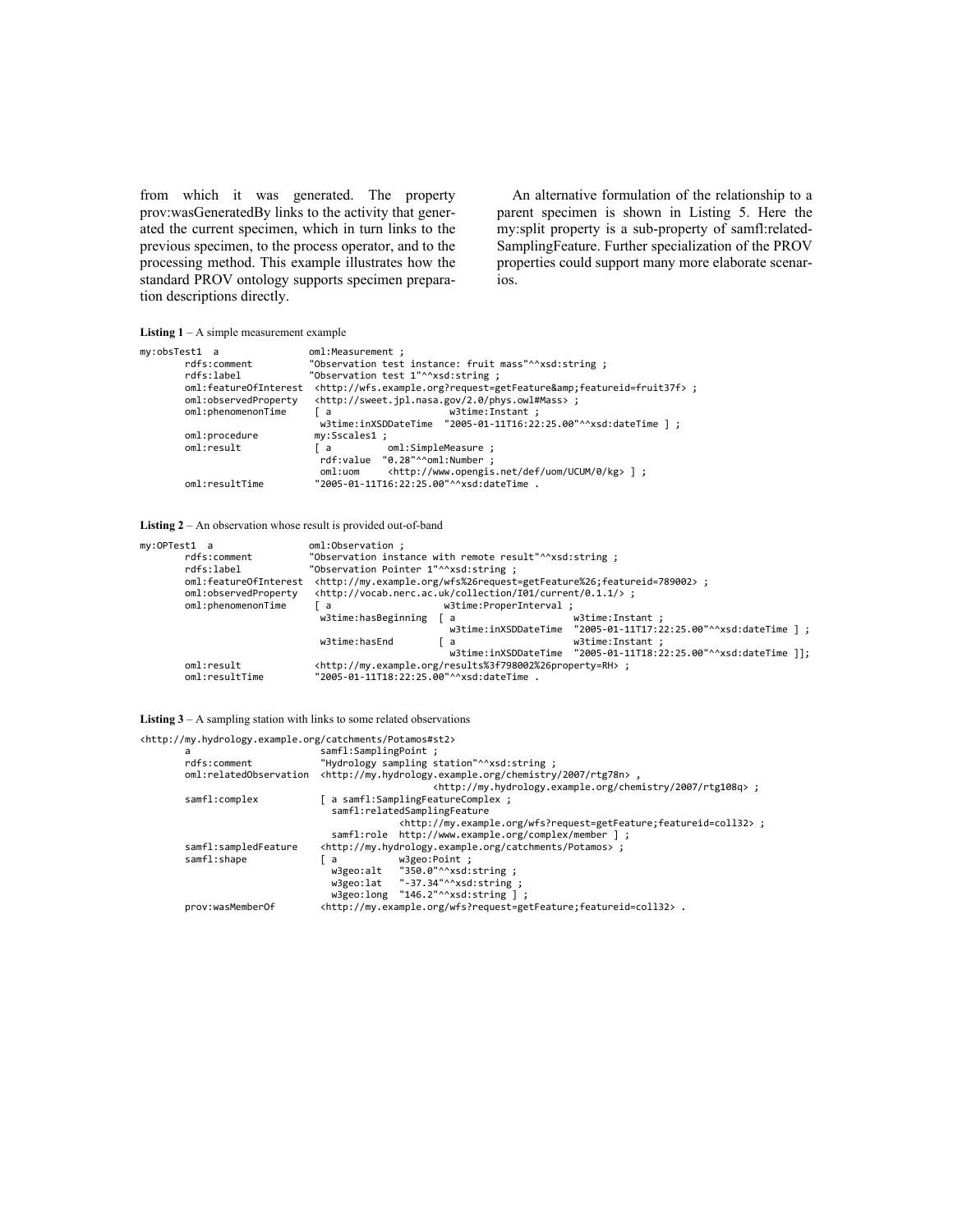from which it was generated. The property prov:wasGeneratedBy links to the activity that generated the current specimen, which in turn links to the previous specimen, to the process operator, and to the processing method. This example illustrates how the standard PROV ontology supports specimen preparation descriptions directly.

An alternative formulation of the relationship to a parent specimen is shown in Listing 5. Here the my:split property is a sub-property of samfl:relatedSamplingFeature. Further specialization of the PROV properties could support many more elaborate scenarios.

**Listing 1** – A simple measurement example

```
my:obsTest1  a                oml:Measurement ;
        rdfs:comment          "Observation test instance: fruit mass"^^xsd:string ;
        rdfs:label            "Observation test 1"^^xsd:string ;
        oml:featureOfInterest  <http://wfs.example.org?request=getFeature&amp;featureid=fruit37f> ;
        oml:observedProperty   <http://sweet.jpl.nasa.gov/2.0/phys.owl#Mass> ;
        oml:phenomenonTime     [ a                      w3time:Instant ;
                                 w3time:inXSDDateTime  "2005-01-11T16:22:25.00"^^xsd:dateTime ] ;
        oml:procedure          my:Sscales1 ;
        oml:result             [ a          oml:SimpleMeasure ;
                                 rdf:value  "0.28"^^oml:Number ;
                                 oml:uom     <http://www.opengis.net/def/uom/UCUM/0/kg> ] ;
        oml:resultTime         "2005-01-11T16:22:25.00"^^xsd:dateTime .
```

**Listing 2** – An observation whose result is provided out-of-band

```
my:OPTest1  a                 oml:Observation ;
        rdfs:comment          "Observation instance with remote result"^^xsd:string ;
        rdfs:label            "Observation Pointer 1"^^xsd:string ;
        oml:featureOfInterest  <http://my.example.org/wfs%26request=getFeature%26;featureid=789002> ;
        oml:observedProperty   <http://vocab.nerc.ac.uk/collection/I01/current/0.1.1/> ;
        oml:phenomenonTime     [ a                    w3time:ProperInterval ;
                                 w3time:hasBeginning  [ a                    w3time:Instant ;
                                                        w3time:inXSDDateTime  "2005-01-11T17:22:25.00"^^xsd:dateTime ] ;
                                 w3time:hasEnd        [ a                    w3time:Instant ;
                                                        w3time:inXSDDateTime  "2005-01-11T18:22:25.00"^^xsd:dateTime ]];
        oml:result             <http://my.example.org/results%3f798002%26property=RH> ;
        oml:resultTime         "2005-01-11T18:22:25.00"^^xsd:dateTime .
```

**Listing 3** – A sampling station with links to some related observations

```
<http://my.hydrology.example.org/catchments/Potamos#st2>
        a                       samfl:SamplingPoint ;
        rdfs:comment            "Hydrology sampling station"^^xsd:string ;
        oml:relatedObservation  <http://my.hydrology.example.org/chemistry/2007/rtg78n> ,
                                <http://my.hydrology.example.org/chemistry/2007/rtg108q> ;
        samfl:complex           [ a samfl:SamplingFeatureComplex ;
                                  samfl:relatedSamplingFeature
                                            <http://my.example.org/wfs?request=getFeature;featureid=coll32> ;
                                  samfl:role  http://www.example.org/complex/member ] ;
        samfl:sampledFeature    <http://my.hydrology.example.org/catchments/Potamos> ;
        samfl:shape             [ a           w3geo:Point ;
                                  w3geo:alt   "350.0"^^xsd:string ;
                                  w3geo:lat   "-37.34"^^xsd:string ;
                                  w3geo:long  "146.2"^^xsd:string ] ;
        prov:wasMemberOf        <http://my.example.org/wfs?request=getFeature;featureid=coll32> .
```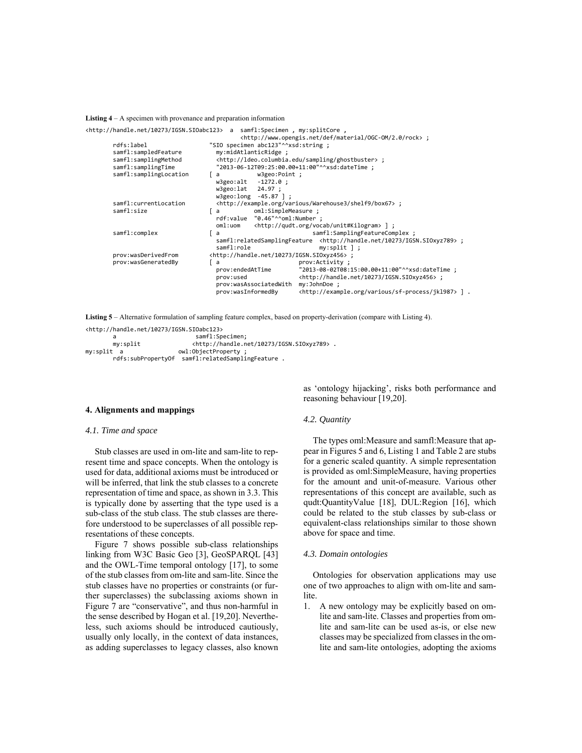**Listing 4** – A specimen with provenance and preparation information

```
<http://handle.net/10273/IGSN.SIOabc123>  a  samfl:Specimen , my:splitCore ,
                                         <http://www.opengis.net/def/material/OGC-OM/2.0/rock> ;
        rdfs:label                  "SIO specimen abc123"^^xsd:string ;
        samfl:sampledFeature          my:midAtlanticRidge ;
        samfl:samplingMethod          <http://ldeo.columbia.edu/sampling/ghostbuster> ;
        samfl:samplingTime            "2013-06-12T09:25:00.00+11:00"^^xsd:dateTime ;
        samfl:samplingLocation      [ a          w3geo:Point ;
                                      w3geo:alt   -1272.0 ;
                                      w3geo:lat   24.97 ;
                                      w3geo:long  -45.87 ] ;
        samfl:currentLocation         <http://example.org/various/Warehouse3/shelf9/box67> ;
        samfl:size                  [ a          oml:SimpleMeasure ;
                                      rdf:value  "0.46"^^oml:Number ;
                                      oml:uom    <http://qudt.org/vocab/unit#Kilogram> ] ;
        samfl:complex               [ a                          samfl:SamplingFeatureComplex ;
                                      samfl:relatedSamplingFeature  <http://handle.net/10273/IGSN.SIOxyz789> ;
                                      samfl:role                    my:split ] ;
        prov:wasDerivedFrom         <http://handle.net/10273/IGSN.SIOxyz456> ;
        prov:wasGeneratedBy         [ a                     prov:Activity ;
                                      prov:endedAtTime       "2013-08-02T08:15:00.00+11:00"^^xsd:dateTime ;
                                      prov:used              <http://handle.net/10273/IGSN.SIOxyz456> ;
                                      prov:wasAssociatedWith  my:JohnDoe ;
                                      prov:wasInformedBy      <http://example.org/various/sf-process/jkl987> ] .
```

**Listing 5** – Alternative formulation of sampling feature complex, based on property-derivation (compare with Listing 4).

```
<http://handle.net/10273/IGSN.SIOabc123>
        a                          samfl:Specimen;
        my:split               <http://handle.net/10273/IGSN.SIOxyz789> .
my:split  a               owl:ObjectProperty ;
        rdfs:subPropertyOf  samfl:relatedSamplingFeature .
```

## 4. Alignments and mappings

### 4.1. Time and space

Stub classes are used in om-lite and sam-lite to represent time and space concepts. When the ontology is used for data, additional axioms must be introduced or will be inferred, that link the stub classes to a concrete representation of time and space, as shown in 3.3. This is typically done by asserting that the type used is a sub-class of the stub class. The stub classes are therefore understood to be superclasses of all possible representations of these concepts.

Figure 7 shows possible sub-class relationships linking from W3C Basic Geo [3], GeoSPARQL [43] and the OWL-Time temporal ontology [17], to some of the stub classes from om-lite and sam-lite. Since the stub classes have no properties or constraints (or further superclasses) the subclassing axioms shown in Figure 7 are "conservative", and thus non-harmful in the sense described by Hogan et al. [19,20]. Nevertheless, such axioms should be introduced cautiously, usually only locally, in the context of data instances, as adding superclasses to legacy classes, also known as 'ontology hijacking', risks both performance and reasoning behaviour [19,20].

### 4.2. Quantity

The types oml:Measure and samfl:Measure that appear in Figures 5 and 6, Listing 1 and Table 2 are stubs for a generic scaled quantity. A simple representation is provided as oml:SimpleMeasure, having properties for the amount and unit-of-measure. Various other representations of this concept are available, such as qudt:QuantityValue [18], DUL:Region [16], which could be related to the stub classes by sub-class or equivalent-class relationships similar to those shown above for space and time.

### 4.3. Domain ontologies

Ontologies for observation applications may use one of two approaches to align with om-lite and sam-lite.

1. A new ontology may be explicitly based on om-lite and sam-lite. Classes and properties from om-lite and sam-lite can be used as-is, or else new classes may be specialized from classes in the om-lite and sam-lite ontologies, adopting the axioms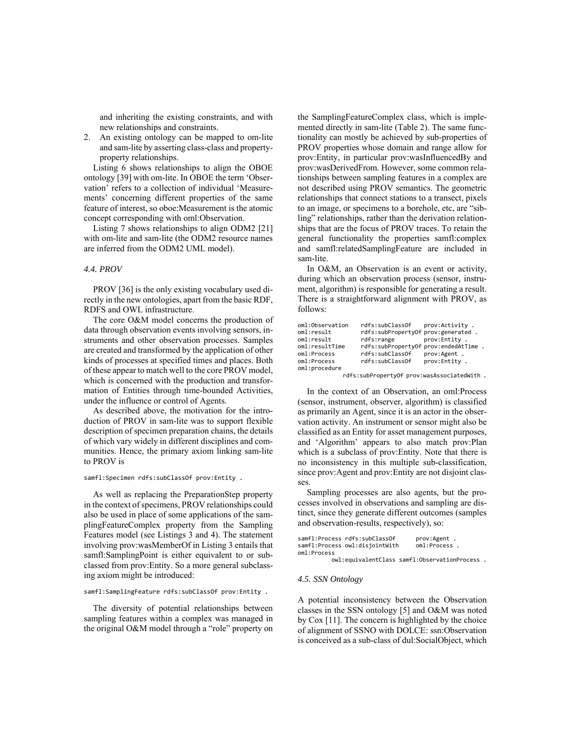and inheriting the existing constraints, and with new relationships and constraints.

2. An existing ontology can be mapped to om-lite and sam-lite by asserting class-class and property-property relationships.

Listing 6 shows relationships to align the OBOE ontology [39] with om-lite. In OBOE the term 'Observation' refers to a collection of individual 'Measurements' concerning different properties of the same feature of interest, so oboe:Measurement is the atomic concept corresponding with oml:Observation.

Listing 7 shows relationships to align ODM2 [21] with om-lite and sam-lite (the ODM2 resource names are inferred from the ODM2 UML model).

### *4.4. PROV*

PROV [36] is the only existing vocabulary used directly in the new ontologies, apart from the basic RDF, RDFS and OWL infrastructure.

The core O&M model concerns the production of data through observation events involving sensors, instruments and other observation processes. Samples are created and transformed by the application of other kinds of processes at specified times and places. Both of these appear to match well to the core PROV model, which is concerned with the production and transformation of Entities through time-bounded Activities, under the influence or control of Agents.

As described above, the motivation for the introduction of PROV in sam-lite was to support flexible description of specimen preparation chains, the details of which vary widely in different disciplines and communities. Hence, the primary axiom linking sam-lite to PROV is

```
samfl:Specimen rdfs:subClassOf prov:Entity .
```

As well as replacing the PreparationStep property in the context of specimens, PROV relationships could also be used in place of some applications of the samplingFeatureComplex property from the Sampling Features model (see Listings 3 and 4). The statement involving prov:wasMemberOf in Listing 3 entails that samfl:SamplingPoint is either equivalent to or subclassed from prov:Entity. So a more general subclassing axiom might be introduced:

```
samfl:SamplingFeature rdfs:subClassOf prov:Entity .
```

The diversity of potential relationships between sampling features within a complex was managed in the original O&M model through a "role" property on the SamplingFeatureComplex class, which is implemented directly in sam-lite (Table 2). The same functionality can mostly be achieved by sub-properties of PROV properties whose domain and range allow for prov:Entity, in particular prov:wasInfluencedBy and prov:wasDerivedFrom. However, some common relationships between sampling features in a complex are not described using PROV semantics. The geometric relationships that connect stations to a transect, pixels to an image, or specimens to a borehole, etc, are "sibling" relationships, rather than the derivation relationships that are the focus of PROV traces. To retain the general functionality the properties samfl:complex and samfl:relatedSamplingFeature are included in sam-lite.

In O&M, an Observation is an event or activity, during which an observation process (sensor, instrument, algorithm) is responsible for generating a result. There is a straightforward alignment with PROV, as follows:

```
oml:Observation    rdfs:subClassOf    prov:Activity .
oml:result         rdfs:subPropertyOf prov:generated .
oml:result         rdfs:range         prov:Entity .
oml:resultTime     rdfs:subPropertyOf prov:endedAtTime .
oml:Process        rdfs:subClassOf    prov:Agent .
oml:Process        rdfs:subClassOf    prov:Entity .
oml:procedure
           rdfs:subPropertyOf prov:wasAssociatedWith .
```

In the context of an Observation, an oml:Process (sensor, instrument, observer, algorithm) is classified as primarily an Agent, since it is an actor in the observation activity. An instrument or sensor might also be classified as an Entity for asset management purposes, and 'Algorithm' appears to also match prov:Plan which is a subclass of prov:Entity. Note that there is no inconsistency in this multiple sub-classification, since prov:Agent and prov:Entity are not disjoint classes.

Sampling processes are also agents, but the processes involved in observations and sampling are distinct, since they generate different outcomes (samples and observation-results, respectively), so:

```
samfl:Process rdfs:subClassOf      prov:Agent .
samfl:Process owl:disjointWith     oml:Process .
oml:Process
        owl:equivalentClass samfl:ObservationProcess .
```

### *4.5. SSN Ontology*

A potential inconsistency between the Observation classes in the SSN ontology [5] and O&M was noted by Cox [11]. The concern is highlighted by the choice of alignment of SSNO with DOLCE: ssn:Observation is conceived as a sub-class of dul:SocialObject, which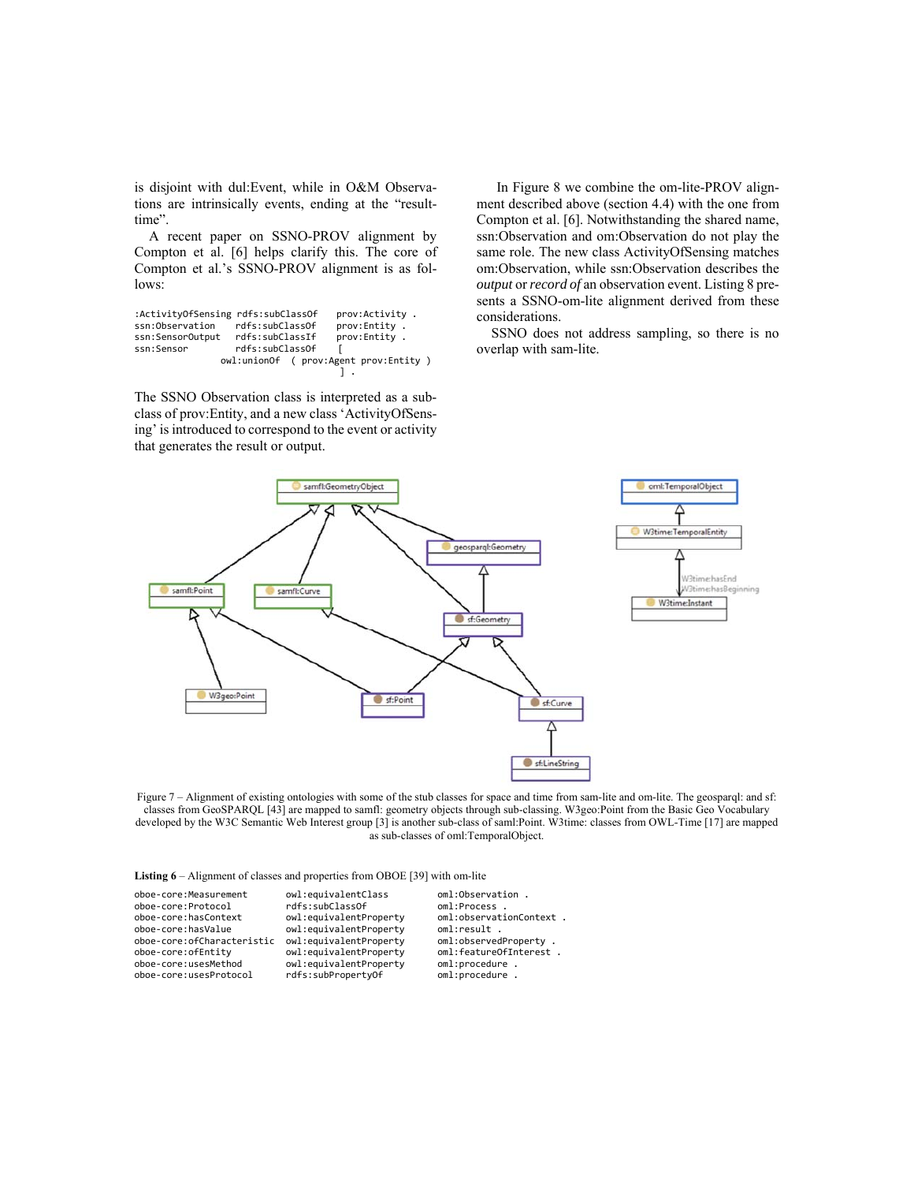is disjoint with dul:Event, while in O&M Observations are intrinsically events, ending at the "result-time".

A recent paper on SSNO-PROV alignment by Compton et al. [6] helps clarify this. The core of Compton et al.'s SSNO-PROV alignment is as follows:

```
:ActivityOfSensing rdfs:subClassOf    prov:Activity .
ssn:Observation    rdfs:subClassOf    prov:Entity .
ssn:SensorOutput   rdfs:subClassIf    prov:Entity .
ssn:Sensor         rdfs:subClassOf    [
               owl:unionOf  ( prov:Agent prov:Entity )
                                      ] .
```

The SSNO Observation class is interpreted as a subclass of prov:Entity, and a new class 'ActivityOfSensing' is introduced to correspond to the event or activity that generates the result or output.

In Figure 8 we combine the om-lite-PROV alignment described above (section 4.4) with the one from Compton et al. [6]. Notwithstanding the shared name, ssn:Observation and om:Observation do not play the same role. The new class ActivityOfSensing matches om:Observation, while ssn:Observation describes the *output* or *record of* an observation event. Listing 8 presents a SSNO-om-lite alignment derived from these considerations.

SSNO does not address sampling, so there is no overlap with sam-lite.

Figure 7 – Alignment of existing ontologies with some of the stub classes for space and time from sam-lite and om-lite. The geosparql: and sf: classes from GeoSPARQL [43] are mapped to samfl: geometry objects through sub-classing. W3geo:Point from the Basic Geo Vocabulary developed by the W3C Semantic Web Interest group [3] is another sub-class of saml:Point. W3time: classes from OWL-Time [17] are mapped as sub-classes of oml:TemporalObject.

**Listing 6** – Alignment of classes and properties from OBOE [39] with om-lite

```
oboe-core:Measurement        owl:equivalentClass       oml:Observation .
oboe-core:Protocol           rdfs:subClassOf           oml:Process .
oboe-core:hasContext         owl:equivalentProperty    oml:observationContext .
oboe-core:hasValue           owl:equivalentProperty    oml:result .
oboe-core:ofCharacteristic   owl:equivalentProperty    oml:observedProperty .
oboe-core:ofEntity           owl:equivalentProperty    oml:featureOfInterest .
oboe-core:usesMethod         owl:equivalentProperty    oml:procedure .
oboe-core:usesProtocol       rdfs:subPropertyOf        oml:procedure .
```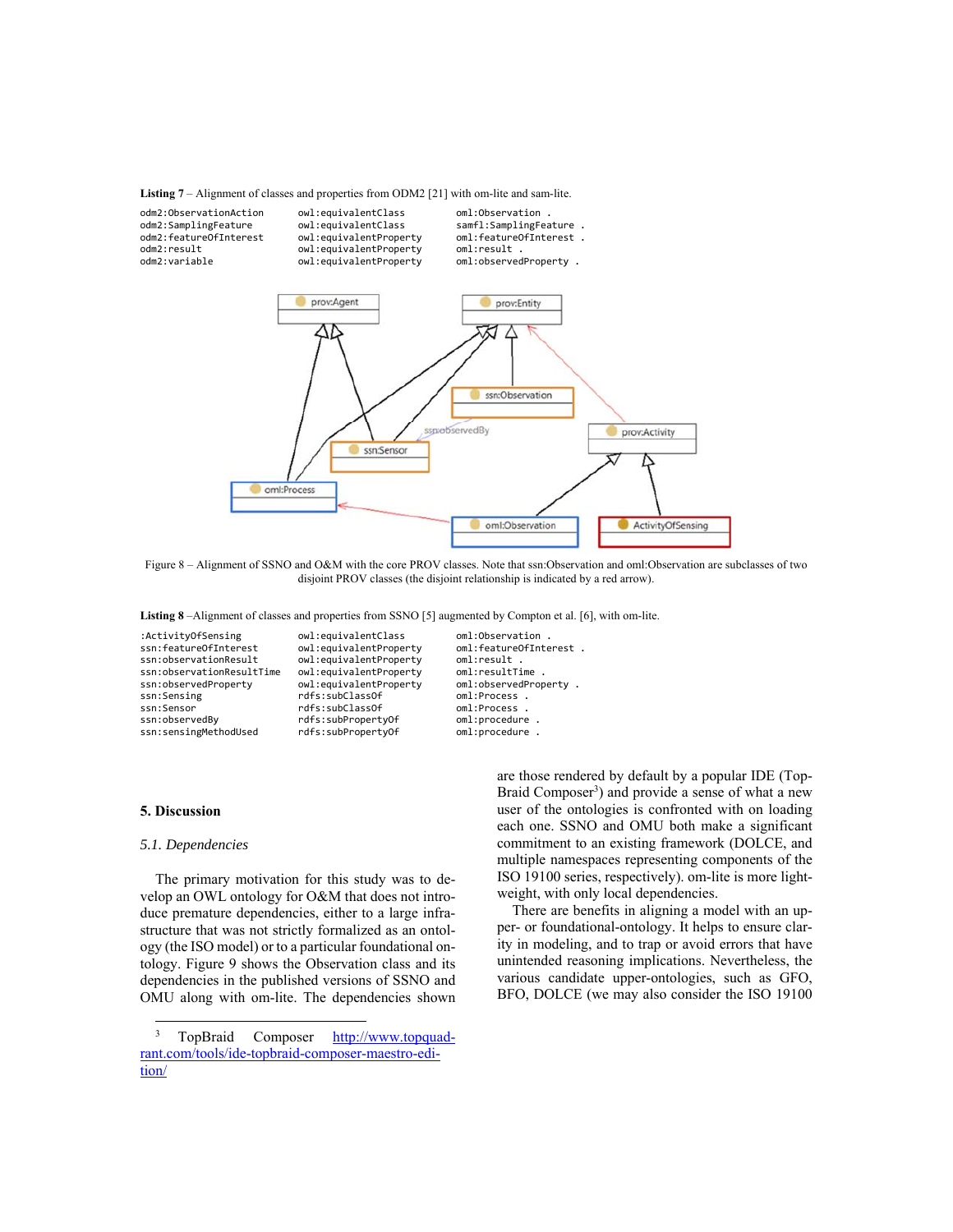**Listing 7** – Alignment of classes and properties from ODM2 [21] with om-lite and sam-lite.

```
odm2:ObservationAction      owl:equivalentClass        oml:Observation .
odm2:SamplingFeature        owl:equivalentClass        samfl:SamplingFeature .
odm2:featureOfInterest      owl:equivalentProperty     oml:featureOfInterest .
odm2:result                 owl:equivalentProperty     oml:result .
odm2:variable               owl:equivalentProperty     oml:observedProperty .
```

Figure 8 – Alignment of SSNO and O&M with the core PROV classes. Note that ssn:Observation and oml:Observation are subclasses of two disjoint PROV classes (the disjoint relationship is indicated by a red arrow).

**Listing 8** –Alignment of classes and properties from SSNO [5] augmented by Compton et al. [6], with om-lite.

```
:ActivityOfSensing          owl:equivalentClass        oml:Observation .
ssn:featureOfInterest       owl:equivalentProperty     oml:featureOfInterest .
ssn:observationResult       owl:equivalentProperty     oml:result .
ssn:observationResultTime   owl:equivalentProperty     oml:resultTime .
ssn:observedProperty        owl:equivalentProperty     oml:observedProperty .
ssn:Sensing                 rdfs:subClassOf            oml:Process .
ssn:Sensor                  rdfs:subClassOf            oml:Process .
ssn:observedBy              rdfs:subPropertyOf         oml:procedure .
ssn:sensingMethodUsed       rdfs:subPropertyOf         oml:procedure .
```

## 5. Discussion

### 5.1. Dependencies

The primary motivation for this study was to develop an OWL ontology for O&M that does not introduce premature dependencies, either to a large infrastructure that was not strictly formalized as an ontology (the ISO model) or to a particular foundational ontology. Figure 9 shows the Observation class and its dependencies in the published versions of SSNO and OMU along with om-lite. The dependencies shown are those rendered by default by a popular IDE (TopBraid Composer[3]) and provide a sense of what a new user of the ontologies is confronted with on loading each one. SSNO and OMU both make a significant commitment to an existing framework (DOLCE, and multiple namespaces representing components of the ISO 19100 series, respectively). om-lite is more lightweight, with only local dependencies.

There are benefits in aligning a model with an upper- or foundational-ontology. It helps to ensure clarity in modeling, and to trap or avoid errors that have unintended reasoning implications. Nevertheless, the various candidate upper-ontologies, such as GFO, BFO, DOLCE (we may also consider the ISO 19100

[3] TopBraid Composer http://www.topquadrant.com/tools/ide-topbraid-composer-maestro-edition/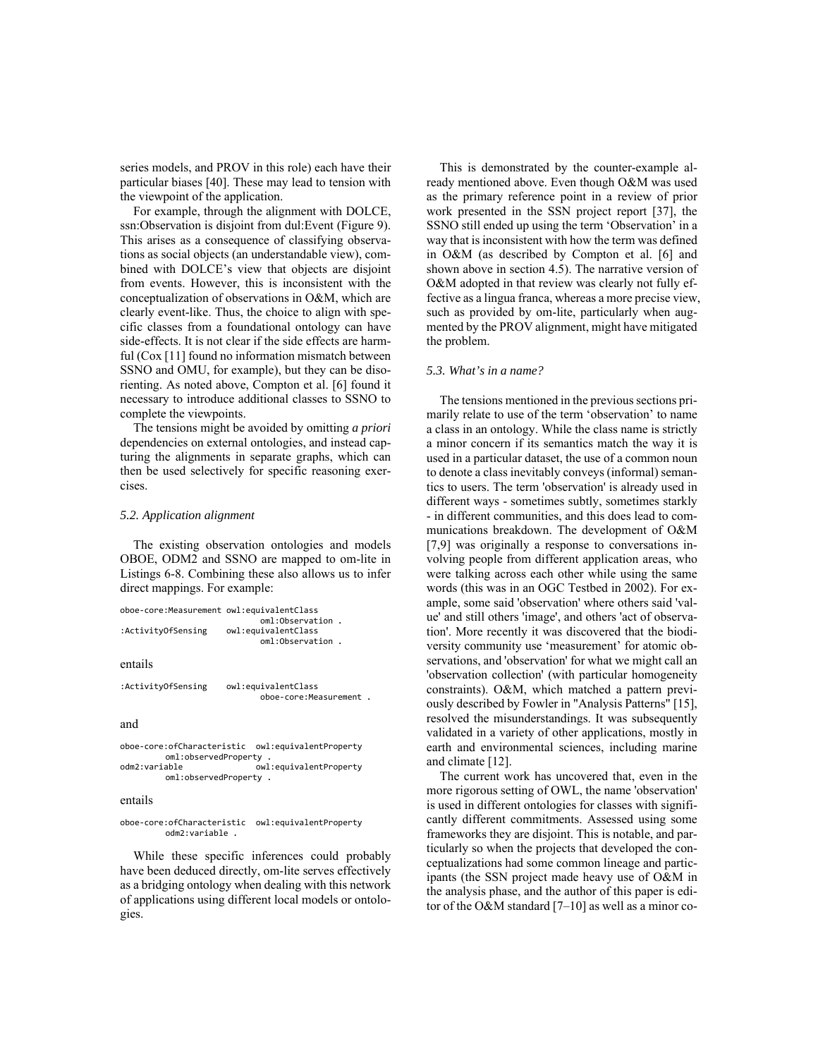series models, and PROV in this role) each have their particular biases [40]. These may lead to tension with the viewpoint of the application.

For example, through the alignment with DOLCE, ssn:Observation is disjoint from dul:Event (Figure 9). This arises as a consequence of classifying observations as social objects (an understandable view), combined with DOLCE's view that objects are disjoint from events. However, this is inconsistent with the conceptualization of observations in O&M, which are clearly event-like. Thus, the choice to align with specific classes from a foundational ontology can have side-effects. It is not clear if the side effects are harmful (Cox [11] found no information mismatch between SSNO and OMU, for example), but they can be disorienting. As noted above, Compton et al. [6] found it necessary to introduce additional classes to SSNO to complete the viewpoints.

The tensions might be avoided by omitting *a priori* dependencies on external ontologies, and instead capturing the alignments in separate graphs, which can then be used selectively for specific reasoning exercises.

### *5.2. Application alignment*

The existing observation ontologies and models OBOE, ODM2 and SSNO are mapped to om-lite in Listings 6-8. Combining these also allows us to infer direct mappings. For example:

```
oboe-core:Measurement owl:equivalentClass
                              oml:Observation .
:ActivityOfSensing    owl:equivalentClass
                              oml:Observation .
```

entails

```
:ActivityOfSensing    owl:equivalentClass
                              oboe-core:Measurement .
```

and

```
oboe-core:ofCharacteristic  owl:equivalentProperty
        oml:observedProperty .
odm2:variable               owl:equivalentProperty
        oml:observedProperty .
```

entails

```
oboe-core:ofCharacteristic  owl:equivalentProperty
        odm2:variable .
```

While these specific inferences could probably have been deduced directly, om-lite serves effectively as a bridging ontology when dealing with this network of applications using different local models or ontologies.

This is demonstrated by the counter-example already mentioned above. Even though O&M was used as the primary reference point in a review of prior work presented in the SSN project report [37], the SSNO still ended up using the term 'Observation' in a way that is inconsistent with how the term was defined in O&M (as described by Compton et al. [6] and shown above in section 4.5). The narrative version of O&M adopted in that review was clearly not fully effective as a lingua franca, whereas a more precise view, such as provided by om-lite, particularly when augmented by the PROV alignment, might have mitigated the problem.

### *5.3. What's in a name?*

The tensions mentioned in the previous sections primarily relate to use of the term 'observation' to name a class in an ontology. While the class name is strictly a minor concern if its semantics match the way it is used in a particular dataset, the use of a common noun to denote a class inevitably conveys (informal) semantics to users. The term 'observation' is already used in different ways - sometimes subtly, sometimes starkly - in different communities, and this does lead to communications breakdown. The development of O&M [7,9] was originally a response to conversations involving people from different application areas, who were talking across each other while using the same words (this was in an OGC Testbed in 2002). For example, some said 'observation' where others said 'value' and still others 'image', and others 'act of observation'. More recently it was discovered that the biodiversity community use 'measurement' for atomic observations, and 'observation' for what we might call an 'observation collection' (with particular homogeneity constraints). O&M, which matched a pattern previously described by Fowler in "Analysis Patterns" [15], resolved the misunderstandings. It was subsequently validated in a variety of other applications, mostly in earth and environmental sciences, including marine and climate [12].

The current work has uncovered that, even in the more rigorous setting of OWL, the name 'observation' is used in different ontologies for classes with significantly different commitments. Assessed using some frameworks they are disjoint. This is notable, and particularly so when the projects that developed the conceptualizations had some common lineage and participants (the SSN project made heavy use of O&M in the analysis phase, and the author of this paper is editor of the O&M standard [7–10] as well as a minor co-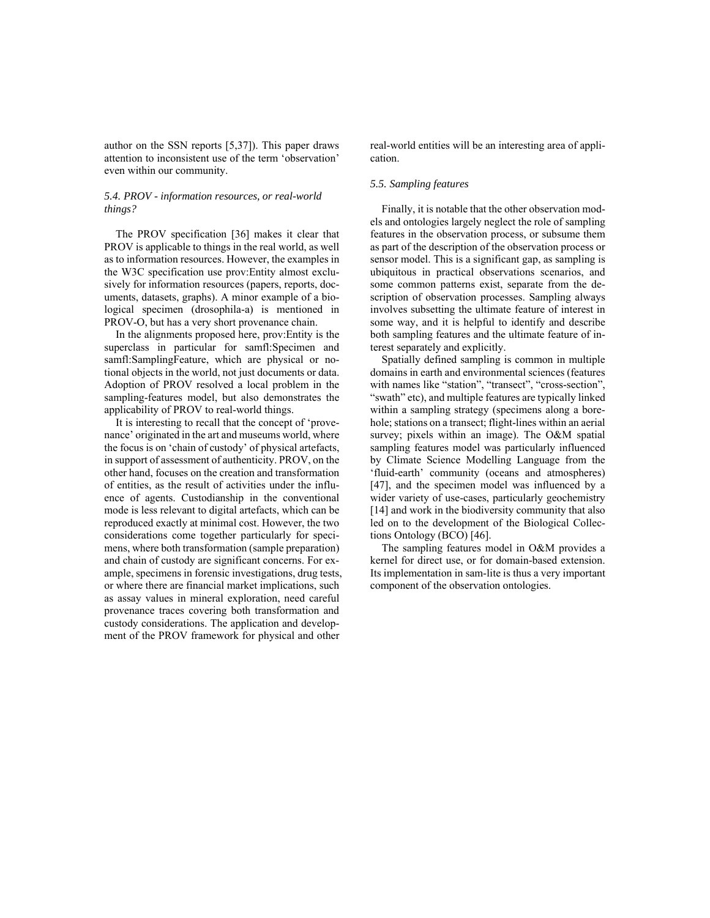author on the SSN reports [5,37]). This paper draws attention to inconsistent use of the term 'observation' even within our community.

### 5.4. PROV - information resources, or real-world things?

The PROV specification [36] makes it clear that PROV is applicable to things in the real world, as well as to information resources. However, the examples in the W3C specification use prov:Entity almost exclusively for information resources (papers, reports, documents, datasets, graphs). A minor example of a biological specimen (drosophila-a) is mentioned in PROV-O, but has a very short provenance chain.

In the alignments proposed here, prov:Entity is the superclass in particular for samfl:Specimen and samfl:SamplingFeature, which are physical or notional objects in the world, not just documents or data. Adoption of PROV resolved a local problem in the sampling-features model, but also demonstrates the applicability of PROV to real-world things.

It is interesting to recall that the concept of 'provenance' originated in the art and museums world, where the focus is on 'chain of custody' of physical artefacts, in support of assessment of authenticity. PROV, on the other hand, focuses on the creation and transformation of entities, as the result of activities under the influence of agents. Custodianship in the conventional mode is less relevant to digital artefacts, which can be reproduced exactly at minimal cost. However, the two considerations come together particularly for specimens, where both transformation (sample preparation) and chain of custody are significant concerns. For example, specimens in forensic investigations, drug tests, or where there are financial market implications, such as assay values in mineral exploration, need careful provenance traces covering both transformation and custody considerations. The application and development of the PROV framework for physical and other real-world entities will be an interesting area of application.

### 5.5. Sampling features

Finally, it is notable that the other observation models and ontologies largely neglect the role of sampling features in the observation process, or subsume them as part of the description of the observation process or sensor model. This is a significant gap, as sampling is ubiquitous in practical observations scenarios, and some common patterns exist, separate from the description of observation processes. Sampling always involves subsetting the ultimate feature of interest in some way, and it is helpful to identify and describe both sampling features and the ultimate feature of interest separately and explicitly.

Spatially defined sampling is common in multiple domains in earth and environmental sciences (features with names like "station", "transect", "cross-section", "swath" etc), and multiple features are typically linked within a sampling strategy (specimens along a borehole; stations on a transect; flight-lines within an aerial survey; pixels within an image). The O&M spatial sampling features model was particularly influenced by Climate Science Modelling Language from the 'fluid-earth' community (oceans and atmospheres) [47], and the specimen model was influenced by a wider variety of use-cases, particularly geochemistry [14] and work in the biodiversity community that also led on to the development of the Biological Collections Ontology (BCO) [46].

The sampling features model in O&M provides a kernel for direct use, or for domain-based extension. Its implementation in sam-lite is thus a very important component of the observation ontologies.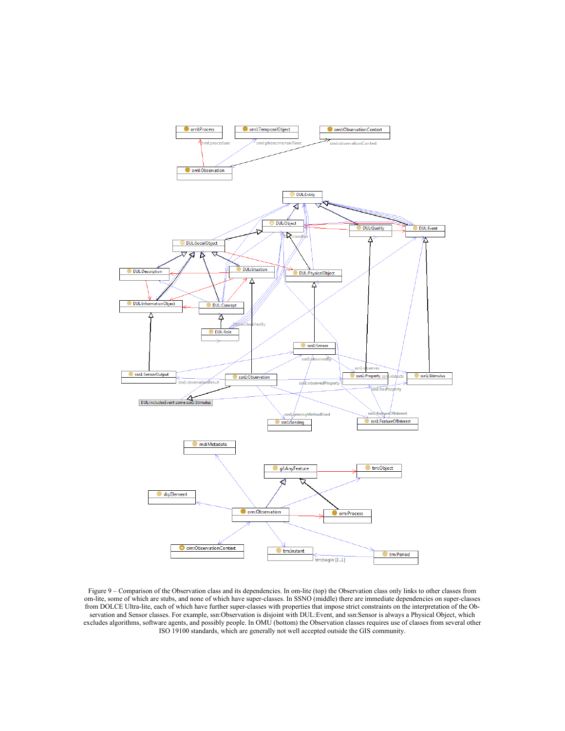Figure 9 – Comparison of the Observation class and its dependencies. In om-lite (top) the Observation class only links to other classes from om-lite, some of which are stubs, and none of which have super-classes. In SSNO (middle) there are immediate dependencies on super-classes from DOLCE Ultra-lite, each of which have further super-classes with properties that impose strict constraints on the interpretation of the Observation and Sensor classes. For example, ssn:Observation is disjoint with DUL:Event, and ssn:Sensor is always a Physical Object, which excludes algorithms, software agents, and possibly people. In OMU (bottom) the Observation classes requires use of classes from several other ISO 19100 standards, which are generally not well accepted outside the GIS community.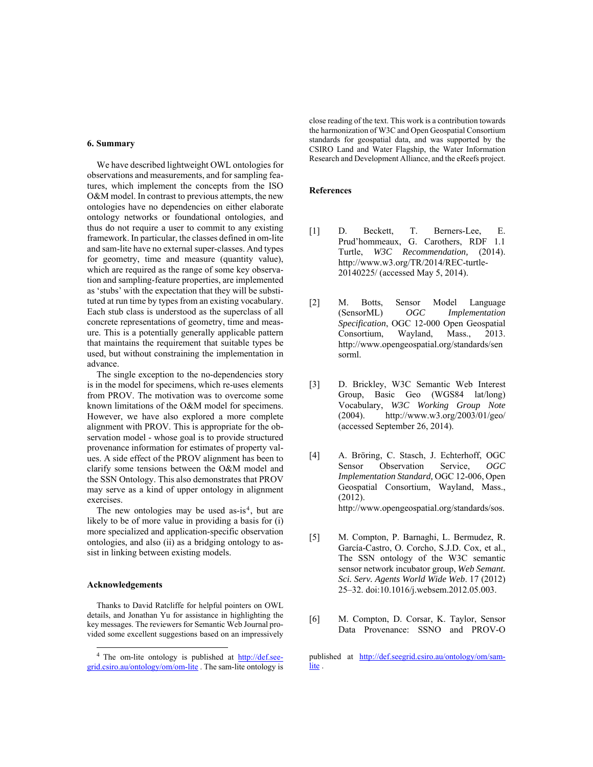## 6. Summary

We have described lightweight OWL ontologies for observations and measurements, and for sampling features, which implement the concepts from the ISO O&M model. In contrast to previous attempts, the new ontologies have no dependencies on either elaborate ontology networks or foundational ontologies, and thus do not require a user to commit to any existing framework. In particular, the classes defined in om-lite and sam-lite have no external super-classes. And types for geometry, time and measure (quantity value), which are required as the range of some key observation and sampling-feature properties, are implemented as 'stubs' with the expectation that they will be substituted at run time by types from an existing vocabulary. Each stub class is understood as the superclass of all concrete representations of geometry, time and measure. This is a potentially generally applicable pattern that maintains the requirement that suitable types be used, but without constraining the implementation in advance.

The single exception to the no-dependencies story is in the model for specimens, which re-uses elements from PROV. The motivation was to overcome some known limitations of the O&M model for specimens. However, we have also explored a more complete alignment with PROV. This is appropriate for the observation model - whose goal is to provide structured provenance information for estimates of property values. A side effect of the PROV alignment has been to clarify some tensions between the O&M model and the SSN Ontology. This also demonstrates that PROV may serve as a kind of upper ontology in alignment exercises.

The new ontologies may be used as-is[4], but are likely to be of more value in providing a basis for (i) more specialized and application-specific observation ontologies, and also (ii) as a bridging ontology to assist in linking between existing models.

## Acknowledgements

Thanks to David Ratcliffe for helpful pointers on OWL details, and Jonathan Yu for assistance in highlighting the key messages. The reviewers for Semantic Web Journal provided some excellent suggestions based on an impressively close reading of the text. This work is a contribution towards the harmonization of W3C and Open Geospatial Consortium standards for geospatial data, and was supported by the CSIRO Land and Water Flagship, the Water Information Research and Development Alliance, and the eReefs project.

## References

[1] D. Beckett, T. Berners-Lee, E. Prud'hommeaux, G. Carothers, RDF 1.1 Turtle, *W3C Recommendation,* (2014). http://www.w3.org/TR/2014/REC-turtle-20140225/ (accessed May 5, 2014).

[2] M. Botts, Sensor Model Language (SensorML) *OGC Implementation Specification*, OGC 12-000 Open Geospatial Consortium, Wayland, Mass., 2013. http://www.opengeospatial.org/standards/sensorml.

[3] D. Brickley, W3C Semantic Web Interest Group, Basic Geo (WGS84 lat/long) Vocabulary, *W3C Working Group Note* (2004). http://www.w3.org/2003/01/geo/ (accessed September 26, 2014).

[4] A. Bröring, C. Stasch, J. Echterhoff, OGC Sensor Observation Service, *OGC Implementation Standard,* OGC 12-006, Open Geospatial Consortium, Wayland, Mass., (2012). http://www.opengeospatial.org/standards/sos.

[5] M. Compton, P. Barnaghi, L. Bermudez, R. García-Castro, O. Corcho, S.J.D. Cox, et al., The SSN ontology of the W3C semantic sensor network incubator group, *Web Semant. Sci. Serv. Agents World Wide Web*. 17 (2012) 25–32. doi:10.1016/j.websem.2012.05.003.

[6] M. Compton, D. Corsar, K. Taylor, Sensor Data Provenance: SSNO and PROV-O

---

[4] The om-lite ontology is published at http://def.seegrid.csiro.au/ontology/om/om-lite . The sam-lite ontology is published at http://def.seegrid.csiro.au/ontology/om/sam-lite .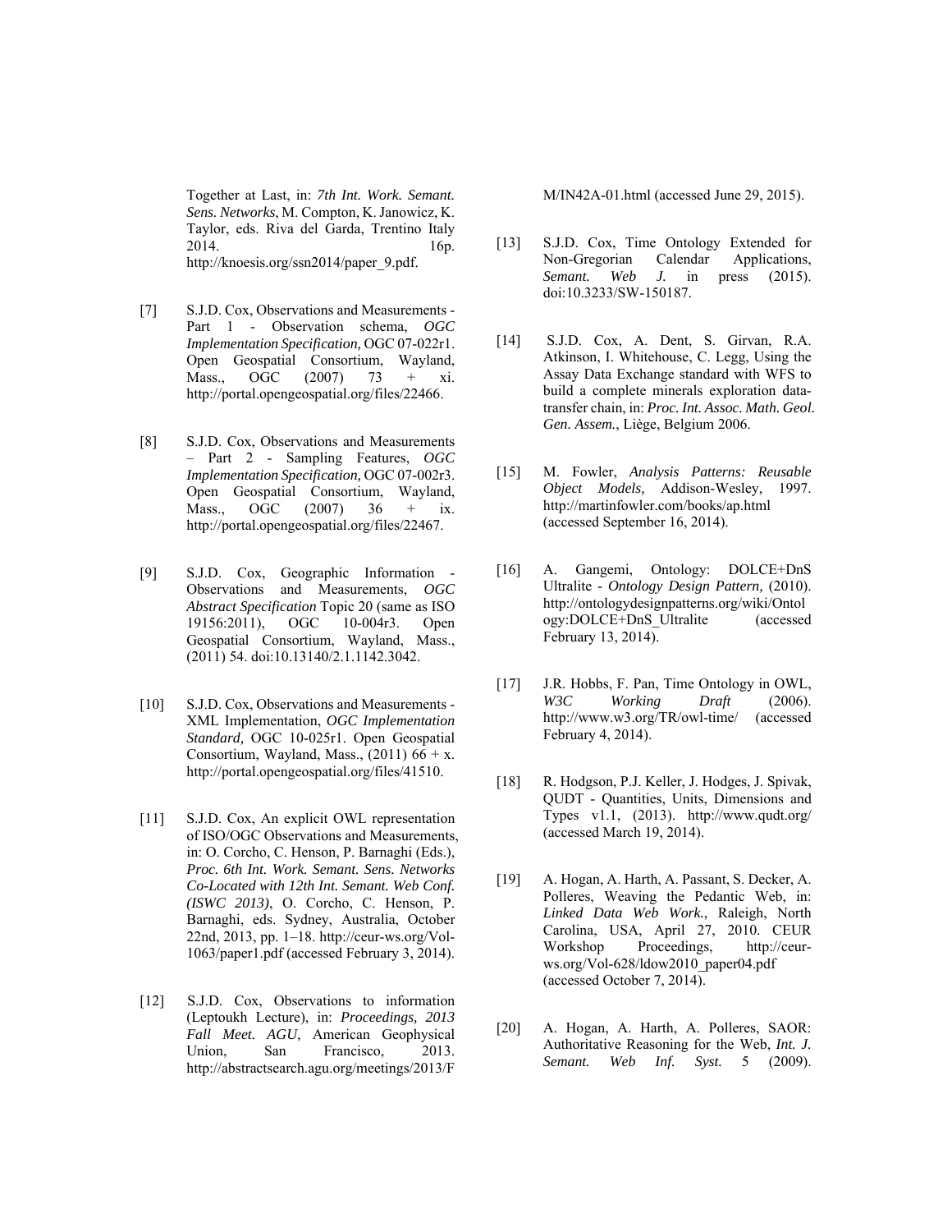Together at Last, in: *7th Int. Work. Semant. Sens. Networks*, M. Compton, K. Janowicz, K. Taylor, eds. Riva del Garda, Trentino Italy 2014. 16p. http://knoesis.org/ssn2014/paper_9.pdf.

[7] S.J.D. Cox, Observations and Measurements - Part 1 - Observation schema, *OGC Implementation Specification,* OGC 07-022r1. Open Geospatial Consortium, Wayland, Mass., OGC (2007) 73 + xi. http://portal.opengeospatial.org/files/22466.

[8] S.J.D. Cox, Observations and Measurements – Part 2 - Sampling Features, *OGC Implementation Specification,* OGC 07-002r3. Open Geospatial Consortium, Wayland, Mass., OGC (2007) 36 + ix. http://portal.opengeospatial.org/files/22467.

[9] S.J.D. Cox, Geographic Information - Observations and Measurements, *OGC Abstract Specification* Topic 20 (same as ISO 19156:2011), OGC 10-004r3. Open Geospatial Consortium, Wayland, Mass., (2011) 54. doi:10.13140/2.1.1142.3042.

[10] S.J.D. Cox, Observations and Measurements - XML Implementation, *OGC Implementation Standard,* OGC 10-025r1. Open Geospatial Consortium, Wayland, Mass., (2011) 66 + x. http://portal.opengeospatial.org/files/41510.

[11] S.J.D. Cox, An explicit OWL representation of ISO/OGC Observations and Measurements, in: O. Corcho, C. Henson, P. Barnaghi (Eds.), *Proc. 6th Int. Work. Semant. Sens. Networks Co-Located with 12th Int. Semant. Web Conf. (ISWC 2013)*, O. Corcho, C. Henson, P. Barnaghi, eds. Sydney, Australia, October 22nd, 2013, pp. 1–18. http://ceur-ws.org/Vol-1063/paper1.pdf (accessed February 3, 2014).

[12] S.J.D. Cox, Observations to information (Leptoukh Lecture), in: *Proceedings, 2013 Fall Meet. AGU*, American Geophysical Union, San Francisco, 2013. http://abstractsearch.agu.org/meetings/2013/FM/IN42A-01.html (accessed June 29, 2015).

[13] S.J.D. Cox, Time Ontology Extended for Non-Gregorian Calendar Applications, *Semant. Web J.* in press (2015). doi:10.3233/SW-150187.

[14] S.J.D. Cox, A. Dent, S. Girvan, R.A. Atkinson, I. Whitehouse, C. Legg, Using the Assay Data Exchange standard with WFS to build a complete minerals exploration data-transfer chain, in: *Proc. Int. Assoc. Math. Geol. Gen. Assem.*, Liège, Belgium 2006.

[15] M. Fowler, *Analysis Patterns: Reusable Object Models,* Addison-Wesley, 1997. http://martinfowler.com/books/ap.html (accessed September 16, 2014).

[16] A. Gangemi, Ontology: DOLCE+DnS Ultralite - *Ontology Design Pattern,* (2010). http://ontologydesignpatterns.org/wiki/Ontology:DOLCE+DnS_Ultralite (accessed February 13, 2014).

[17] J.R. Hobbs, F. Pan, Time Ontology in OWL, *W3C Working Draft* (2006). http://www.w3.org/TR/owl-time/ (accessed February 4, 2014).

[18] R. Hodgson, P.J. Keller, J. Hodges, J. Spivak, QUDT - Quantities, Units, Dimensions and Types v1.1, (2013). http://www.qudt.org/ (accessed March 19, 2014).

[19] A. Hogan, A. Harth, A. Passant, S. Decker, A. Polleres, Weaving the Pedantic Web, in: *Linked Data Web Work.*, Raleigh, North Carolina, USA, April 27, 2010. CEUR Workshop Proceedings, http://ceur-ws.org/Vol-628/ldow2010_paper04.pdf (accessed October 7, 2014).

[20] A. Hogan, A. Harth, A. Polleres, SAOR: Authoritative Reasoning for the Web, *Int. J. Semant. Web Inf. Syst.* 5 (2009).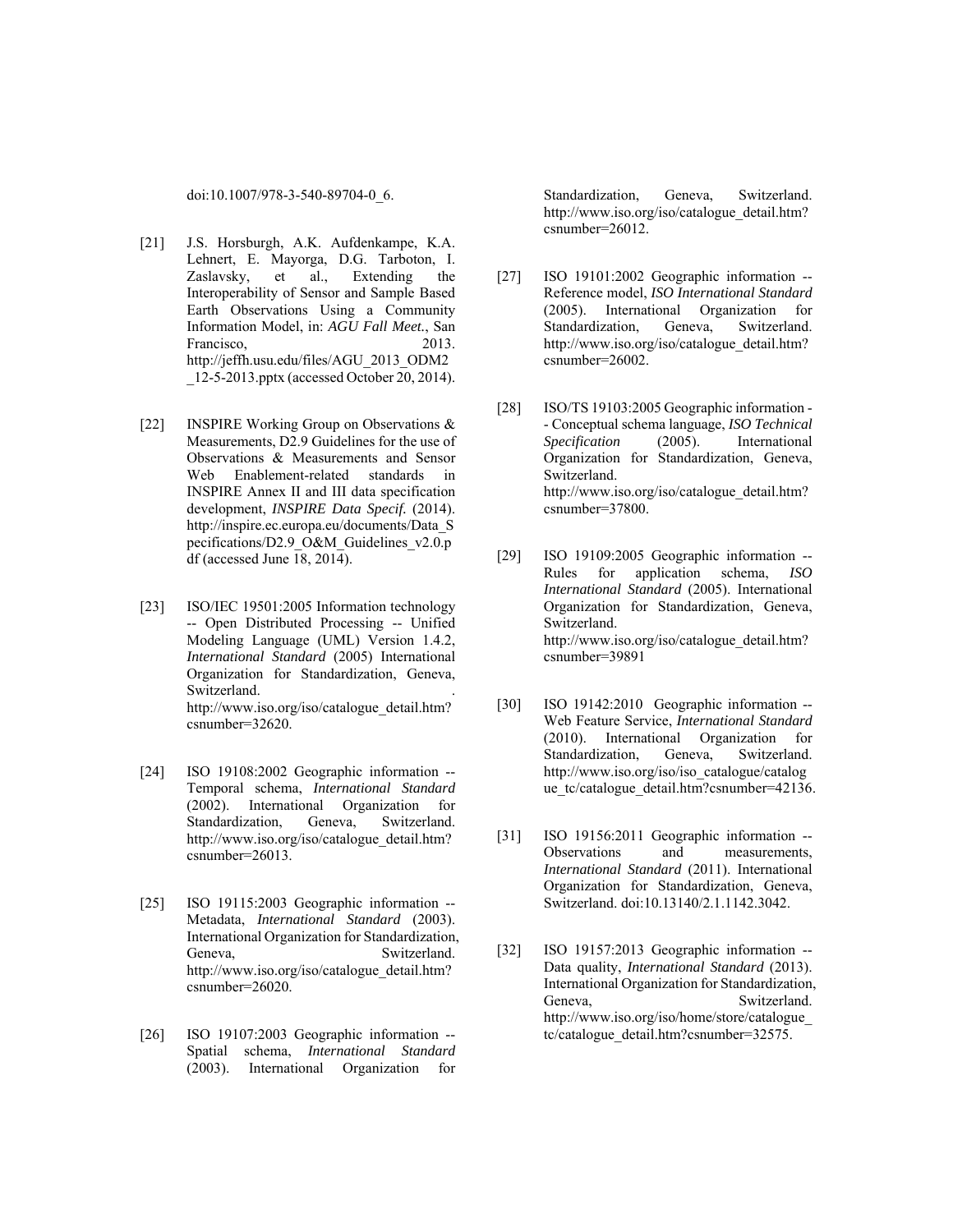doi:10.1007/978-3-540-89704-0_6.

[21] J.S. Horsburgh, A.K. Aufdenkampe, K.A. Lehnert, E. Mayorga, D.G. Tarboton, I. Zaslavsky, et al., Extending the Interoperability of Sensor and Sample Based Earth Observations Using a Community Information Model, in: *AGU Fall Meet.*, San Francisco, 2013. http://jeffh.usu.edu/files/AGU_2013_ODM2_12-5-2013.pptx (accessed October 20, 2014).

[22] INSPIRE Working Group on Observations & Measurements, D2.9 Guidelines for the use of Observations & Measurements and Sensor Web Enablement-related standards in INSPIRE Annex II and III data specification development, *INSPIRE Data Specif.* (2014). http://inspire.ec.europa.eu/documents/Data_Specifications/D2.9_O&M_Guidelines_v2.0.pdf (accessed June 18, 2014).

[23] ISO/IEC 19501:2005 Information technology -- Open Distributed Processing -- Unified Modeling Language (UML) Version 1.4.2, *International Standard* (2005) International Organization for Standardization, Geneva, Switzerland. . http://www.iso.org/iso/catalogue_detail.htm?csnumber=32620.

[24] ISO 19108:2002 Geographic information -- Temporal schema, *International Standard* (2002). International Organization for Standardization, Geneva, Switzerland. http://www.iso.org/iso/catalogue_detail.htm?csnumber=26013.

[25] ISO 19115:2003 Geographic information -- Metadata, *International Standard* (2003). International Organization for Standardization, Geneva, Switzerland. http://www.iso.org/iso/catalogue_detail.htm?csnumber=26020.

[26] ISO 19107:2003 Geographic information -- Spatial schema, *International Standard* (2003). International Organization for Standardization, Geneva, Switzerland. http://www.iso.org/iso/catalogue_detail.htm?csnumber=26012.

[27] ISO 19101:2002 Geographic information -- Reference model, *ISO International Standard* (2005). International Organization for Standardization, Geneva, Switzerland. http://www.iso.org/iso/catalogue_detail.htm?csnumber=26002.

[28] ISO/TS 19103:2005 Geographic information -- Conceptual schema language, *ISO Technical Specification* (2005). International Organization for Standardization, Geneva, Switzerland. http://www.iso.org/iso/catalogue_detail.htm?csnumber=37800.

[29] ISO 19109:2005 Geographic information -- Rules for application schema, *ISO International Standard* (2005). International Organization for Standardization, Geneva, Switzerland. http://www.iso.org/iso/catalogue_detail.htm?csnumber=39891

[30] ISO 19142:2010 Geographic information -- Web Feature Service, *International Standard* (2010). International Organization for Standardization, Geneva, Switzerland. http://www.iso.org/iso/iso_catalogue/catalogue_tc/catalogue_detail.htm?csnumber=42136.

[31] ISO 19156:2011 Geographic information -- Observations and measurements, *International Standard* (2011). International Organization for Standardization, Geneva, Switzerland. doi:10.13140/2.1.1142.3042.

[32] ISO 19157:2013 Geographic information -- Data quality, *International Standard* (2013). International Organization for Standardization, Geneva, Switzerland. http://www.iso.org/iso/home/store/catalogue_tc/catalogue_detail.htm?csnumber=32575.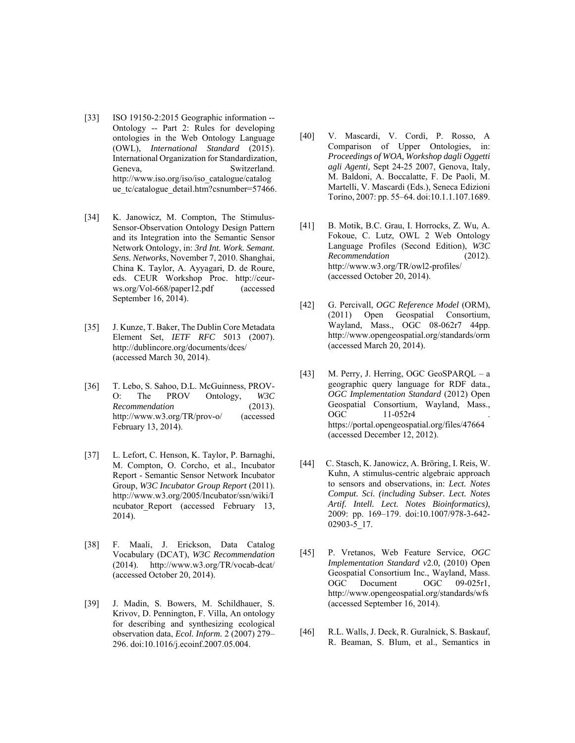[33] ISO 19150-2:2015 Geographic information -- Ontology -- Part 2: Rules for developing ontologies in the Web Ontology Language (OWL), *International Standard* (2015). International Organization for Standardization, Geneva, Switzerland. http://www.iso.org/iso/iso_catalogue/catalogue_tc/catalogue_detail.htm?csnumber=57466.

[34] K. Janowicz, M. Compton, The Stimulus-Sensor-Observation Ontology Design Pattern and its Integration into the Semantic Sensor Network Ontology, in: *3rd Int. Work. Semant. Sens. Networks*, November 7, 2010. Shanghai, China K. Taylor, A. Ayyagari, D. de Roure, eds. CEUR Workshop Proc. http://ceur-ws.org/Vol-668/paper12.pdf (accessed September 16, 2014).

[35] J. Kunze, T. Baker, The Dublin Core Metadata Element Set, *IETF RFC* 5013 (2007). http://dublincore.org/documents/dces/ (accessed March 30, 2014).

[36] T. Lebo, S. Sahoo, D.L. McGuinness, PROV-O: The PROV Ontology, *W3C Recommendation* (2013). http://www.w3.org/TR/prov-o/ (accessed February 13, 2014).

[37] L. Lefort, C. Henson, K. Taylor, P. Barnaghi, M. Compton, O. Corcho, et al., Incubator Report - Semantic Sensor Network Incubator Group, *W3C Incubator Group Report* (2011). http://www.w3.org/2005/Incubator/ssn/wiki/Incubator_Report (accessed February 13, 2014).

[38] F. Maali, J. Erickson, Data Catalog Vocabulary (DCAT), *W3C Recommendation* (2014). http://www.w3.org/TR/vocab-dcat/ (accessed October 20, 2014).

[39] J. Madin, S. Bowers, M. Schildhauer, S. Krivov, D. Pennington, F. Villa, An ontology for describing and synthesizing ecological observation data, *Ecol. Inform.* 2 (2007) 279–296. doi:10.1016/j.ecoinf.2007.05.004.

[40] V. Mascardi, V. Cordì, P. Rosso, A Comparison of Upper Ontologies, in: *Proceedings of WOA, Workshop dagli Oggetti agli Agenti,* Sept 24-25 2007, Genova, Italy, M. Baldoni, A. Boccalatte, F. De Paoli, M. Martelli, V. Mascardi (Eds.), Seneca Edizioni Torino, 2007: pp. 55–64. doi:10.1.1.107.1689.

[41] B. Motik, B.C. Grau, I. Horrocks, Z. Wu, A. Fokoue, C. Lutz, OWL 2 Web Ontology Language Profiles (Second Edition), *W3C Recommendation* (2012). http://www.w3.org/TR/owl2-profiles/ (accessed October 20, 2014).

[42] G. Percivall, *OGC Reference Model* (ORM), (2011) Open Geospatial Consortium, Wayland, Mass., OGC 08-062r7 44pp. http://www.opengeospatial.org/standards/orm (accessed March 20, 2014).

[43] M. Perry, J. Herring, OGC GeoSPARQL – a geographic query language for RDF data., *OGC Implementation Standard* (2012) Open Geospatial Consortium, Wayland, Mass., OGC 11-052r4 . https://portal.opengeospatial.org/files/47664 (accessed December 12, 2012).

[44] C. Stasch, K. Janowicz, A. Bröring, I. Reis, W. Kuhn, A stimulus-centric algebraic approach to sensors and observations, in: *Lect. Notes Comput. Sci. (including Subser. Lect. Notes Artif. Intell. Lect. Notes Bioinformatics)*, 2009: pp. 169–179. doi:10.1007/978-3-642-02903-5_17.

[45] P. Vretanos, Web Feature Service, *OGC Implementation Standard v*2.0*,* (2010) Open Geospatial Consortium Inc., Wayland, Mass. OGC Document OGC 09-025r1, http://www.opengeospatial.org/standards/wfs (accessed September 16, 2014).

[46] R.L. Walls, J. Deck, R. Guralnick, S. Baskauf, R. Beaman, S. Blum, et al., Semantics in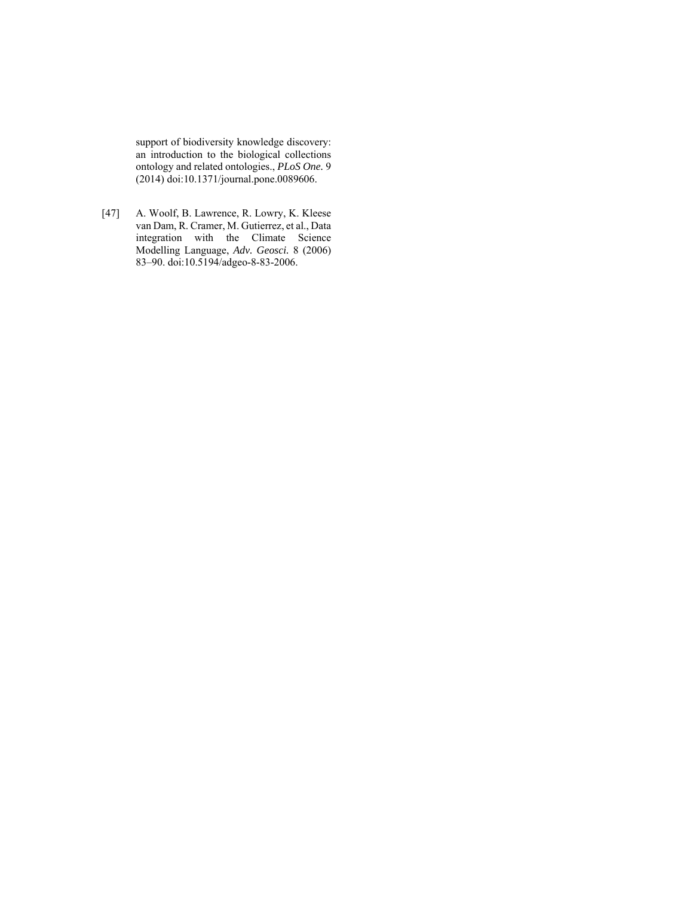support of biodiversity knowledge discovery: an introduction to the biological collections ontology and related ontologies., *PLoS One.* 9 (2014) doi:10.1371/journal.pone.0089606.

[47] A. Woolf, B. Lawrence, R. Lowry, K. Kleese van Dam, R. Cramer, M. Gutierrez, et al., Data integration with the Climate Science Modelling Language, *Adv. Geosci.* 8 (2006) 83–90. doi:10.5194/adgeo-8-83-2006.